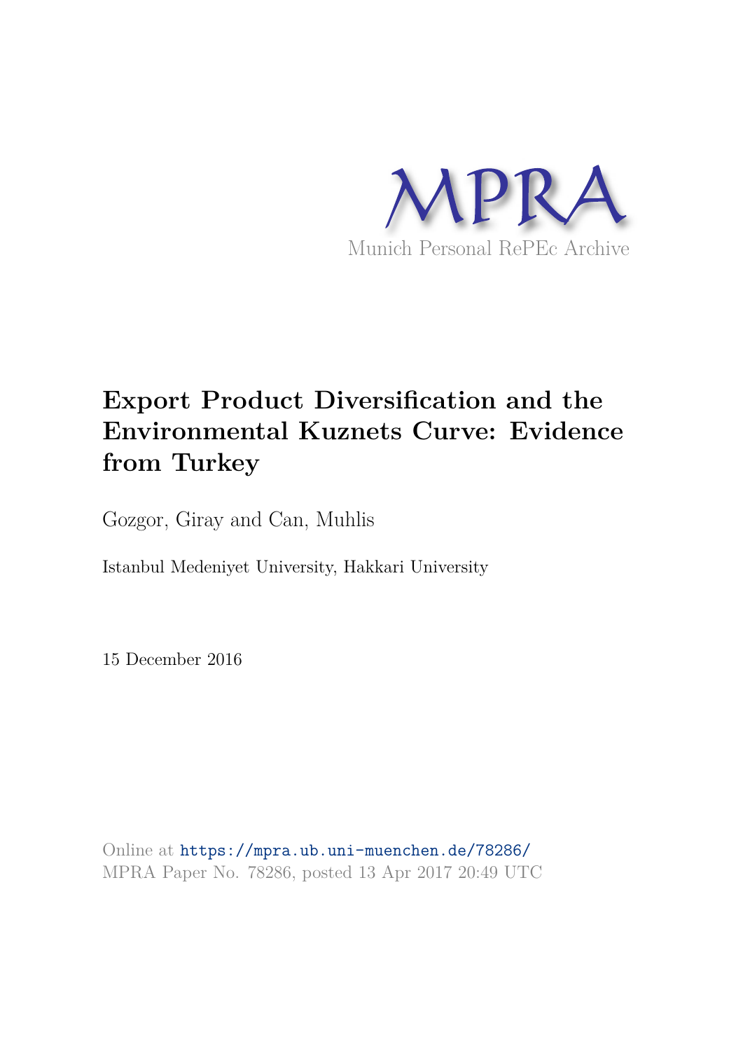MPRA

Munich Personal RePEc Archive

# Export Product Diversification and the Environmental Kuznets Curve: Evidence from Turkey

Gozgor, Giray and Can, Muhlis

Istanbul Medeniyet University, Hakkari University

15 December 2016

Online at https://mpra.ub.uni-muenchen.de/78286/
MPRA Paper No. 78286, posted 13 Apr 2017 20:49 UTC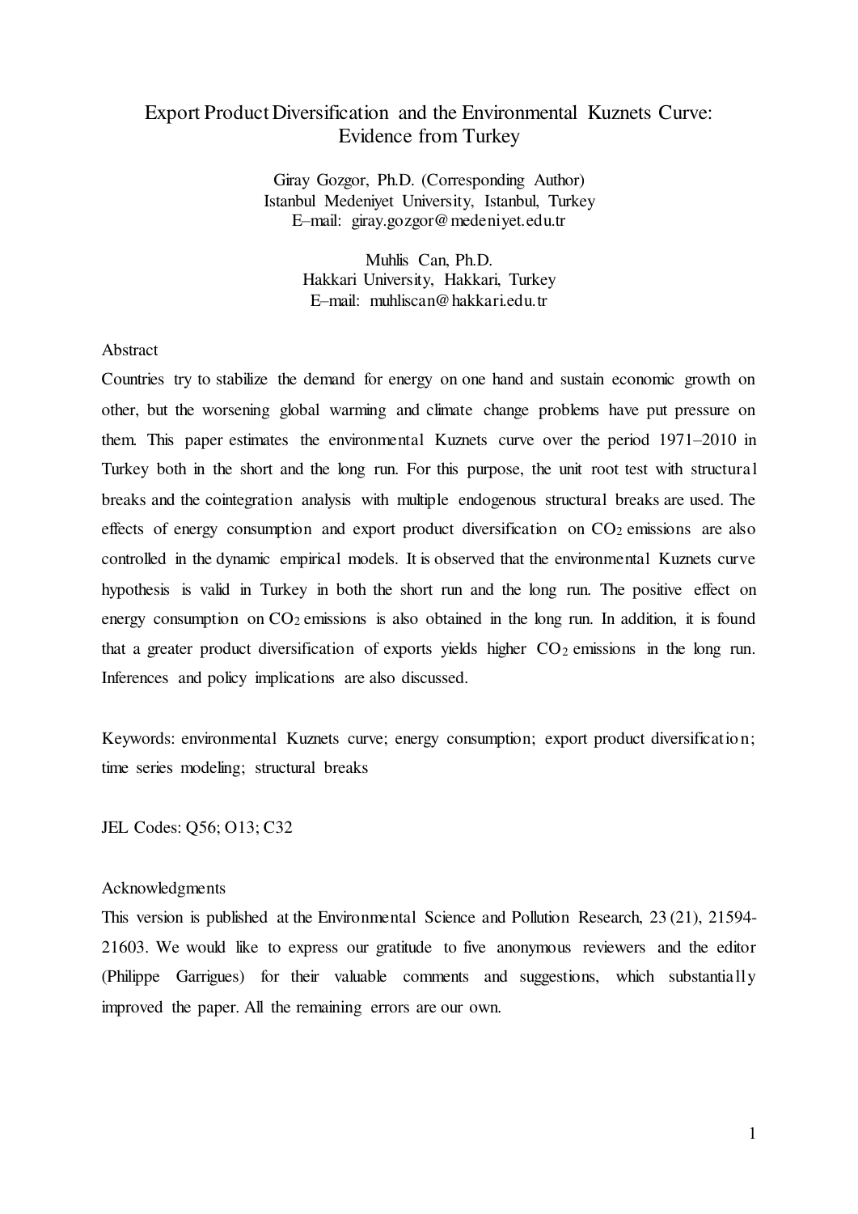# Export Product Diversification and the Environmental Kuznets Curve: Evidence from Turkey

Giray Gozgor, Ph.D. (Corresponding Author)
Istanbul Medeniyet University, Istanbul, Turkey
E–mail: giray.gozgor@medeniyet.edu.tr

Muhlis Can, Ph.D.
Hakkari University, Hakkari, Turkey
E–mail: muhliscan@hakkari.edu.tr

## Abstract

Countries try to stabilize the demand for energy on one hand and sustain economic growth on other, but the worsening global warming and climate change problems have put pressure on them. This paper estimates the environmental Kuznets curve over the period 1971–2010 in Turkey both in the short and the long run. For this purpose, the unit root test with structural breaks and the cointegration analysis with multiple endogenous structural breaks are used. The effects of energy consumption and export product diversification on $CO_2$ emissions are also controlled in the dynamic empirical models. It is observed that the environmental Kuznets curve hypothesis is valid in Turkey in both the short run and the long run. The positive effect on energy consumption on $CO_2$ emissions is also obtained in the long run. In addition, it is found that a greater product diversification of exports yields higher $CO_2$ emissions in the long run. Inferences and policy implications are also discussed.

Keywords: environmental Kuznets curve; energy consumption; export product diversification; time series modeling; structural breaks

JEL Codes: Q56; O13; C32

## Acknowledgments

This version is published at the Environmental Science and Pollution Research, 23 (21), 21594-21603. We would like to express our gratitude to five anonymous reviewers and the editor (Philippe Garrigues) for their valuable comments and suggestions, which substantially improved the paper. All the remaining errors are our own.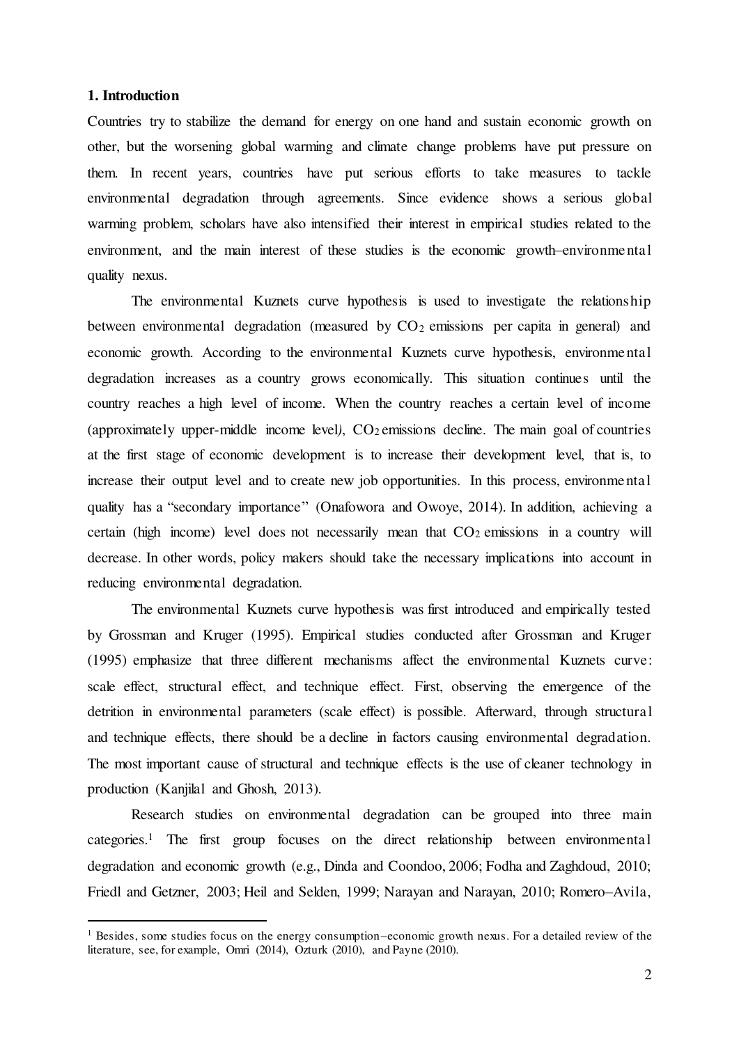## 1. Introduction

Countries try to stabilize the demand for energy on one hand and sustain economic growth on other, but the worsening global warming and climate change problems have put pressure on them. In recent years, countries have put serious efforts to take measures to tackle environmental degradation through agreements. Since evidence shows a serious global warming problem, scholars have also intensified their interest in empirical studies related to the environment, and the main interest of these studies is the economic growth–environmental quality nexus.

The environmental Kuznets curve hypothesis is used to investigate the relationship between environmental degradation (measured by $CO_2$ emissions per capita in general) and economic growth. According to the environmental Kuznets curve hypothesis, environmental degradation increases as a country grows economically. This situation continues until the country reaches a high level of income. When the country reaches a certain level of income (approximately upper-middle income level), $CO_2$ emissions decline. The main goal of countries at the first stage of economic development is to increase their development level, that is, to increase their output level and to create new job opportunities. In this process, environmental quality has a "secondary importance" (Onafowora and Owoye, 2014). In addition, achieving a certain (high income) level does not necessarily mean that $CO_2$ emissions in a country will decrease. In other words, policy makers should take the necessary implications into account in reducing environmental degradation.

The environmental Kuznets curve hypothesis was first introduced and empirically tested by Grossman and Kruger (1995). Empirical studies conducted after Grossman and Kruger (1995) emphasize that three different mechanisms affect the environmental Kuznets curve: scale effect, structural effect, and technique effect. First, observing the emergence of the detrition in environmental parameters (scale effect) is possible. Afterward, through structural and technique effects, there should be a decline in factors causing environmental degradation. The most important cause of structural and technique effects is the use of cleaner technology in production (Kanjilal and Ghosh, 2013).

Research studies on environmental degradation can be grouped into three main categories.[1] The first group focuses on the direct relationship between environmental degradation and economic growth (e.g., Dinda and Coondoo, 2006; Fodha and Zaghdoud, 2010; Friedl and Getzner, 2003; Heil and Selden, 1999; Narayan and Narayan, 2010; Romero–Avila,

[1] Besides, some studies focus on the energy consumption–economic growth nexus. For a detailed review of the literature, see, for example, Omri (2014), Ozturk (2010), and Payne (2010).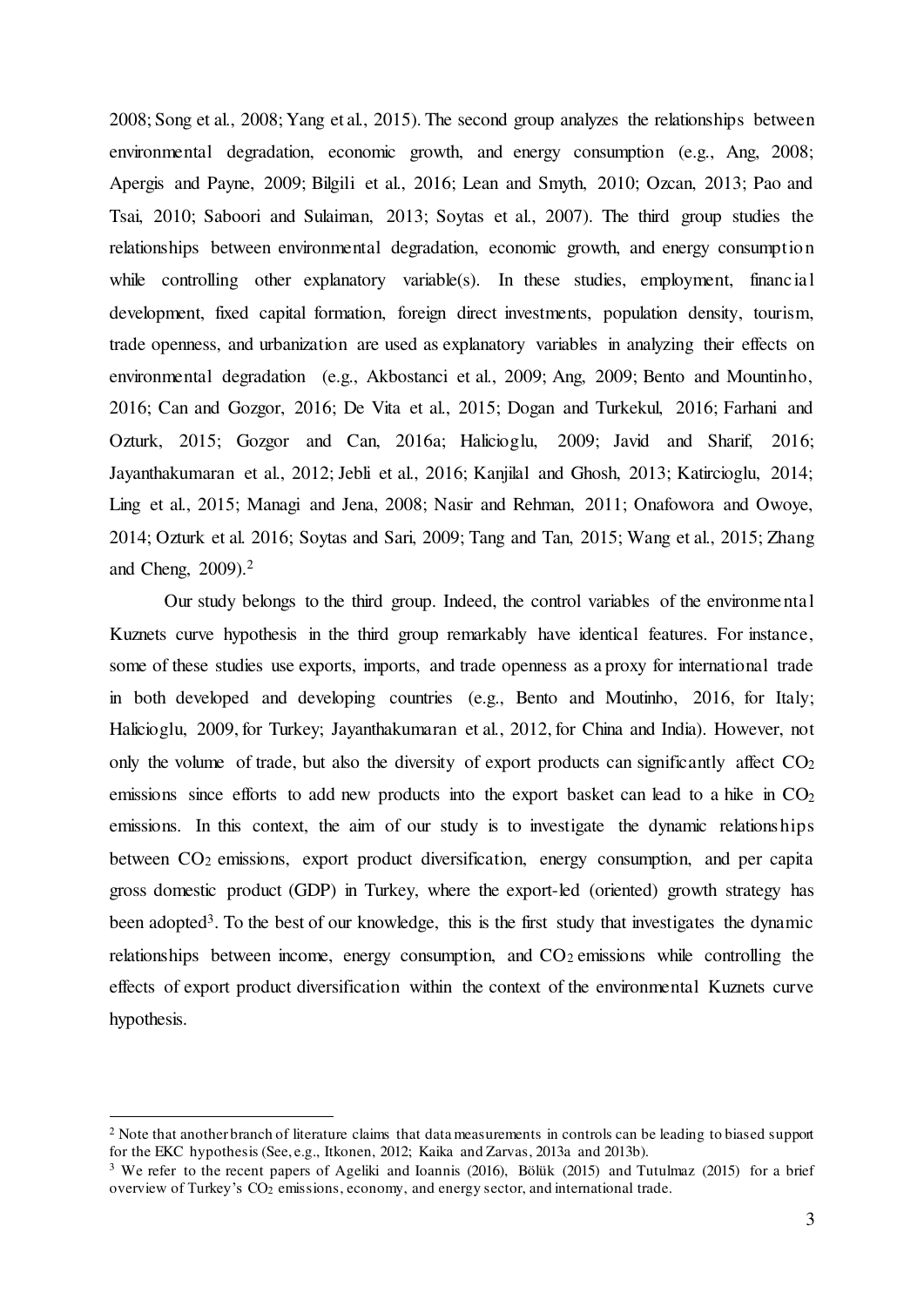2008; Song et al., 2008; Yang et al., 2015). The second group analyzes the relationships between environmental degradation, economic growth, and energy consumption (e.g., Ang, 2008; Apergis and Payne, 2009; Bilgili et al., 2016; Lean and Smyth, 2010; Ozcan, 2013; Pao and Tsai, 2010; Saboori and Sulaiman, 2013; Soytas et al., 2007). The third group studies the relationships between environmental degradation, economic growth, and energy consumption while controlling other explanatory variable(s). In these studies, employment, financial development, fixed capital formation, foreign direct investments, population density, tourism, trade openness, and urbanization are used as explanatory variables in analyzing their effects on environmental degradation (e.g., Akbostanci et al., 2009; Ang, 2009; Bento and Mountinho, 2016; Can and Gozgor, 2016; De Vita et al., 2015; Dogan and Turkekul, 2016; Farhani and Ozturk, 2015; Gozgor and Can, 2016a; Halicioglu, 2009; Javid and Sharif, 2016; Jayanthakumaran et al., 2012; Jebli et al., 2016; Kanjilal and Ghosh, 2013; Katircioglu, 2014; Ling et al., 2015; Managi and Jena, 2008; Nasir and Rehman, 2011; Onafowora and Owoye, 2014; Ozturk et al. 2016; Soytas and Sari, 2009; Tang and Tan, 2015; Wang et al., 2015; Zhang and Cheng, 2009).[2]

Our study belongs to the third group. Indeed, the control variables of the environmental Kuznets curve hypothesis in the third group remarkably have identical features. For instance, some of these studies use exports, imports, and trade openness as a proxy for international trade in both developed and developing countries (e.g., Bento and Moutinho, 2016, for Italy; Halicioglu, 2009, for Turkey; Jayanthakumaran et al., 2012, for China and India). However, not only the volume of trade, but also the diversity of export products can significantly affect $CO_2$ emissions since efforts to add new products into the export basket can lead to a hike in $CO_2$ emissions. In this context, the aim of our study is to investigate the dynamic relationships between $CO_2$ emissions, export product diversification, energy consumption, and per capita gross domestic product (GDP) in Turkey, where the export-led (oriented) growth strategy has been adopted[3]. To the best of our knowledge, this is the first study that investigates the dynamic relationships between income, energy consumption, and $CO_2$ emissions while controlling the effects of export product diversification within the context of the environmental Kuznets curve hypothesis.

---

[2] Note that another branch of literature claims that data measurements in controls can be leading to biased support for the EKC hypothesis (See, e.g., Itkonen, 2012; Kaika and Zarvas, 2013a and 2013b).

[3] We refer to the recent papers of Ageliki and Ioannis (2016), Bölük (2015) and Tutulmaz (2015) for a brief overview of Turkey's $CO_2$ emissions, economy, and energy sector, and international trade.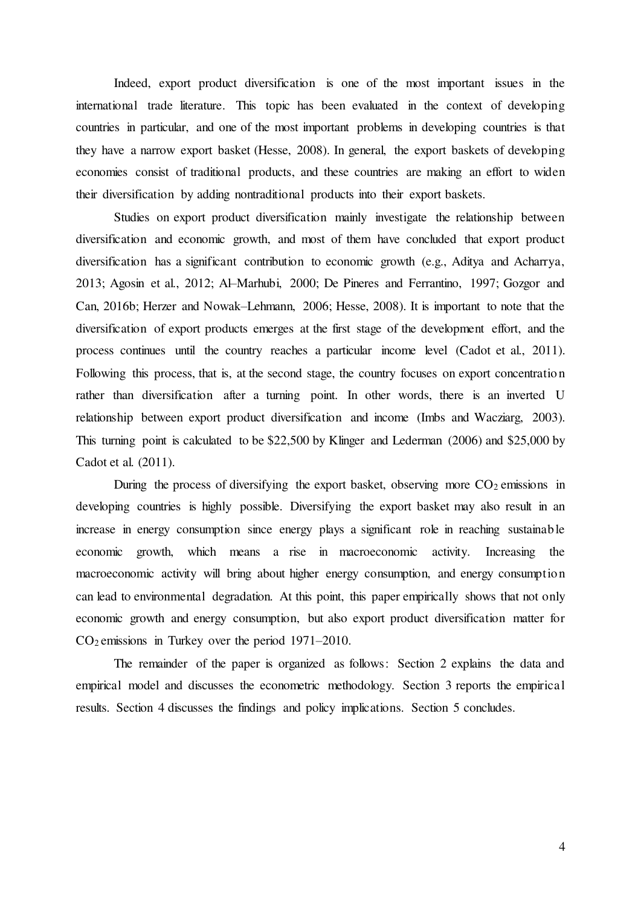Indeed, export product diversification is one of the most important issues in the international trade literature. This topic has been evaluated in the context of developing countries in particular, and one of the most important problems in developing countries is that they have a narrow export basket (Hesse, 2008). In general, the export baskets of developing economies consist of traditional products, and these countries are making an effort to widen their diversification by adding nontraditional products into their export baskets.

Studies on export product diversification mainly investigate the relationship between diversification and economic growth, and most of them have concluded that export product diversification has a significant contribution to economic growth (e.g., Aditya and Acharrya, 2013; Agosin et al., 2012; Al–Marhubi, 2000; De Pineres and Ferrantino, 1997; Gozgor and Can, 2016b; Herzer and Nowak–Lehmann, 2006; Hesse, 2008). It is important to note that the diversification of export products emerges at the first stage of the development effort, and the process continues until the country reaches a particular income level (Cadot et al., 2011). Following this process, that is, at the second stage, the country focuses on export concentration rather than diversification after a turning point. In other words, there is an inverted U relationship between export product diversification and income (Imbs and Wacziarg, 2003). This turning point is calculated to be \$22,500 by Klinger and Lederman (2006) and \$25,000 by Cadot et al. (2011).

During the process of diversifying the export basket, observing more $CO_2$ emissions in developing countries is highly possible. Diversifying the export basket may also result in an increase in energy consumption since energy plays a significant role in reaching sustainable economic growth, which means a rise in macroeconomic activity. Increasing the macroeconomic activity will bring about higher energy consumption, and energy consumption can lead to environmental degradation. At this point, this paper empirically shows that not only economic growth and energy consumption, but also export product diversification matter for $CO_2$ emissions in Turkey over the period 1971–2010.

The remainder of the paper is organized as follows: Section 2 explains the data and empirical model and discusses the econometric methodology. Section 3 reports the empirical results. Section 4 discusses the findings and policy implications. Section 5 concludes.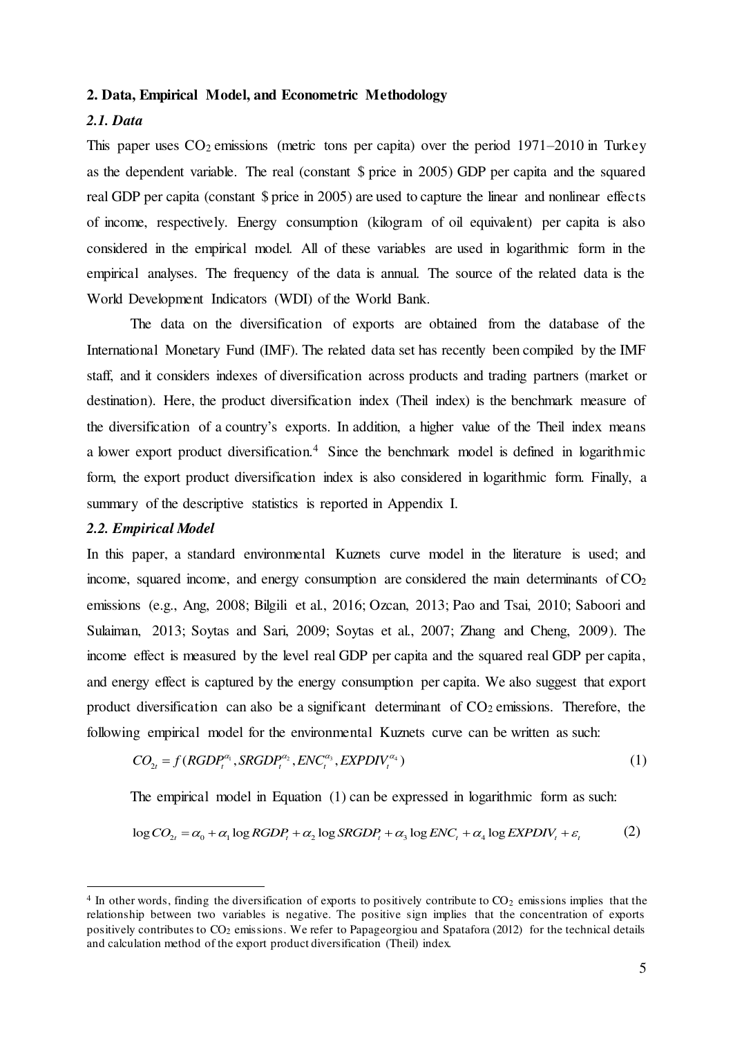## 2. Data, Empirical Model, and Econometric Methodology

### *2.1. Data*

This paper uses $CO_2$ emissions (metric tons per capita) over the period 1971–2010 in Turkey as the dependent variable. The real (constant $ price in 2005) GDP per capita and the squared real GDP per capita (constant $ price in 2005) are used to capture the linear and nonlinear effects of income, respectively. Energy consumption (kilogram of oil equivalent) per capita is also considered in the empirical model. All of these variables are used in logarithmic form in the empirical analyses. The frequency of the data is annual. The source of the related data is the World Development Indicators (WDI) of the World Bank.

The data on the diversification of exports are obtained from the database of the International Monetary Fund (IMF). The related data set has recently been compiled by the IMF staff, and it considers indexes of diversification across products and trading partners (market or destination). Here, the product diversification index (Theil index) is the benchmark measure of the diversification of a country's exports. In addition, a higher value of the Theil index means a lower export product diversification.[4] Since the benchmark model is defined in logarithmic form, the export product diversification index is also considered in logarithmic form. Finally, a summary of the descriptive statistics is reported in Appendix I.

### *2.2. Empirical Model*

In this paper, a standard environmental Kuznets curve model in the literature is used; and income, squared income, and energy consumption are considered the main determinants of $CO_2$ emissions (e.g., Ang, 2008; Bilgili et al., 2016; Ozcan, 2013; Pao and Tsai, 2010; Saboori and Sulaiman, 2013; Soytas and Sari, 2009; Soytas et al., 2007; Zhang and Cheng, 2009). The income effect is measured by the level real GDP per capita and the squared real GDP per capita, and energy effect is captured by the energy consumption per capita. We also suggest that export product diversification can also be a significant determinant of $CO_2$ emissions. Therefore, the following empirical model for the environmental Kuznets curve can be written as such:

$$CO_{2t} = f(RGDP_t^{\alpha_1}, SRGDP_t^{\alpha_2}, ENC_t^{\alpha_3}, EXPDIV_t^{\alpha_4}) \tag{1}$$

The empirical model in Equation (1) can be expressed in logarithmic form as such:

$$\log CO_{2t} = \alpha_0 + \alpha_1 \log RGDP_t + \alpha_2 \log SRGDP_t + \alpha_3 \log ENC_t + \alpha_4 \log EXPDIV_t + \varepsilon_t \tag{2}$$

---

[4] In other words, finding the diversification of exports to positively contribute to $CO_2$ emissions implies that the relationship between two variables is negative. The positive sign implies that the concentration of exports positively contributes to $CO_2$ emissions. We refer to Papageorgiou and Spatafora (2012) for the technical details and calculation method of the export product diversification (Theil) index.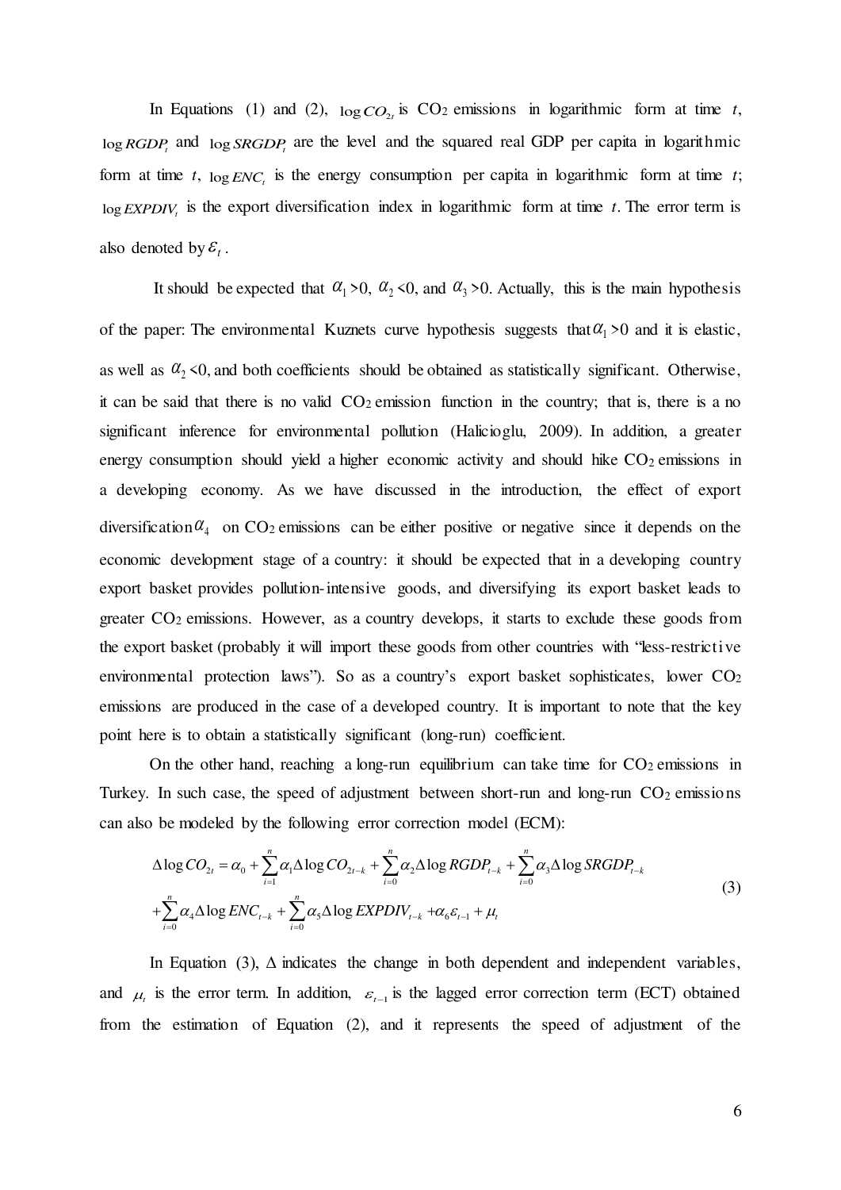In Equations (1) and (2), $\log CO_{2t}$ is $CO_2$ emissions in logarithmic form at time $t$, $\log RGDP_t$ and $\log SRGDP_t$ are the level and the squared real GDP per capita in logarithmic form at time $t$, $\log ENC_t$ is the energy consumption per capita in logarithmic form at time $t$; $\log EXPDIV_t$ is the export diversification index in logarithmic form at time $t$. The error term is also denoted by $\varepsilon_t$.

It should be expected that $\alpha_1 > 0$, $\alpha_2 < 0$, and $\alpha_3 > 0$. Actually, this is the main hypothesis of the paper: The environmental Kuznets curve hypothesis suggests that $\alpha_1 > 0$ and it is elastic, as well as $\alpha_2 < 0$, and both coefficients should be obtained as statistically significant. Otherwise, it can be said that there is no valid $CO_2$ emission function in the country; that is, there is a no significant inference for environmental pollution (Halicioglu, 2009). In addition, a greater energy consumption should yield a higher economic activity and should hike $CO_2$ emissions in a developing economy. As we have discussed in the introduction, the effect of export diversification $\alpha_4$ on $CO_2$ emissions can be either positive or negative since it depends on the economic development stage of a country: it should be expected that in a developing country export basket provides pollution-intensive goods, and diversifying its export basket leads to greater $CO_2$ emissions. However, as a country develops, it starts to exclude these goods from the export basket (probably it will import these goods from other countries with "less-restrictive environmental protection laws"). So as a country's export basket sophisticates, lower $CO_2$ emissions are produced in the case of a developed country. It is important to note that the key point here is to obtain a statistically significant (long-run) coefficient.

On the other hand, reaching a long-run equilibrium can take time for $CO_2$ emissions in Turkey. In such case, the speed of adjustment between short-run and long-run $CO_2$ emissions can also be modeled by the following error correction model (ECM):

$$
\begin{aligned}
\Delta \log CO_{2t} = \alpha_0 &+ \sum_{i=1}^{n} \alpha_1 \Delta \log CO_{2t-k} + \sum_{i=0}^{n} \alpha_2 \Delta \log RGDP_{t-k} + \sum_{i=0}^{n} \alpha_3 \Delta \log SRGDP_{t-k} \\
&+ \sum_{i=0}^{n} \alpha_4 \Delta \log ENC_{t-k} + \sum_{i=0}^{n} \alpha_5 \Delta \log EXPDIV_{t-k} + \alpha_6 \varepsilon_{t-1} + \mu_t
\end{aligned} \tag{3}
$$

In Equation (3), $\Delta$ indicates the change in both dependent and independent variables, and $\mu_t$ is the error term. In addition, $\varepsilon_{t-1}$ is the lagged error correction term (ECT) obtained from the estimation of Equation (2), and it represents the speed of adjustment of the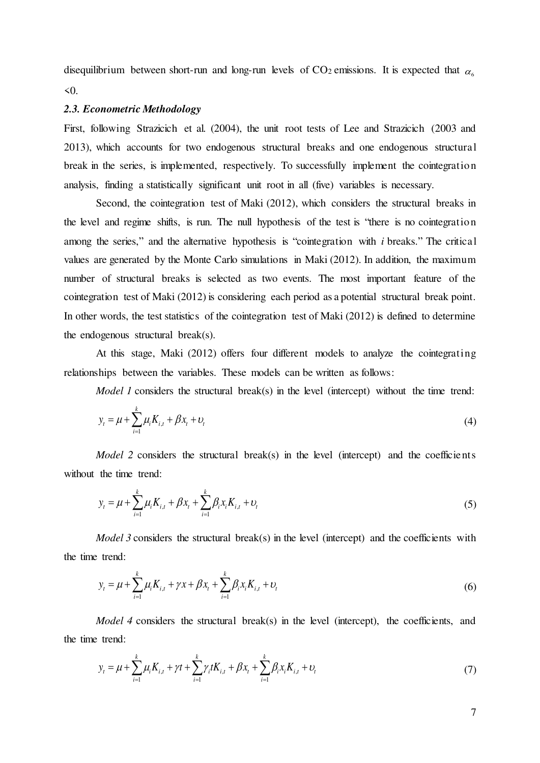disequilibrium between short-run and long-run levels of $CO_2$ emissions. It is expected that $\alpha_6$ <0.

### *2.3. Econometric Methodology*

First, following Strazicich et al. (2004), the unit root tests of Lee and Strazicich (2003 and 2013), which accounts for two endogenous structural breaks and one endogenous structural break in the series, is implemented, respectively. To successfully implement the cointegration analysis, finding a statistically significant unit root in all (five) variables is necessary.

Second, the cointegration test of Maki (2012), which considers the structural breaks in the level and regime shifts, is run. The null hypothesis of the test is "there is no cointegration among the series," and the alternative hypothesis is "cointegration with *i* breaks." The critical values are generated by the Monte Carlo simulations in Maki (2012). In addition, the maximum number of structural breaks is selected as two events. The most important feature of the cointegration test of Maki (2012) is considering each period as a potential structural break point. In other words, the test statistics of the cointegration test of Maki (2012) is defined to determine the endogenous structural break(s).

At this stage, Maki (2012) offers four different models to analyze the cointegrating relationships between the variables. These models can be written as follows:

*Model 1* considers the structural break(s) in the level (intercept) without the time trend:

$$y_t = \mu + \sum_{i=1}^{k} \mu_i K_{i,t} + \beta x_t + \upsilon_t \tag{4}$$

*Model 2* considers the structural break(s) in the level (intercept) and the coefficients without the time trend:

$$y_t = \mu + \sum_{i=1}^{k} \mu_i K_{i,t} + \beta x_t + \sum_{i=1}^{k} \beta_i x_i K_{i,t} + \upsilon_t \tag{5}$$

*Model 3* considers the structural break(s) in the level (intercept) and the coefficients with the time trend:

$$y_t = \mu + \sum_{i=1}^{k} \mu_i K_{i,t} + \gamma x + \beta x_t + \sum_{i=1}^{k} \beta_i x_i K_{i,t} + \upsilon_t \tag{6}$$

*Model 4* considers the structural break(s) in the level (intercept), the coefficients, and the time trend:

$$y_t = \mu + \sum_{i=1}^{k} \mu_i K_{i,t} + \gamma t + \sum_{i=1}^{k} \gamma_i t K_{i,t} + \beta x_t + \sum_{i=1}^{k} \beta_i x_i K_{i,t} + \upsilon_t \tag{7}$$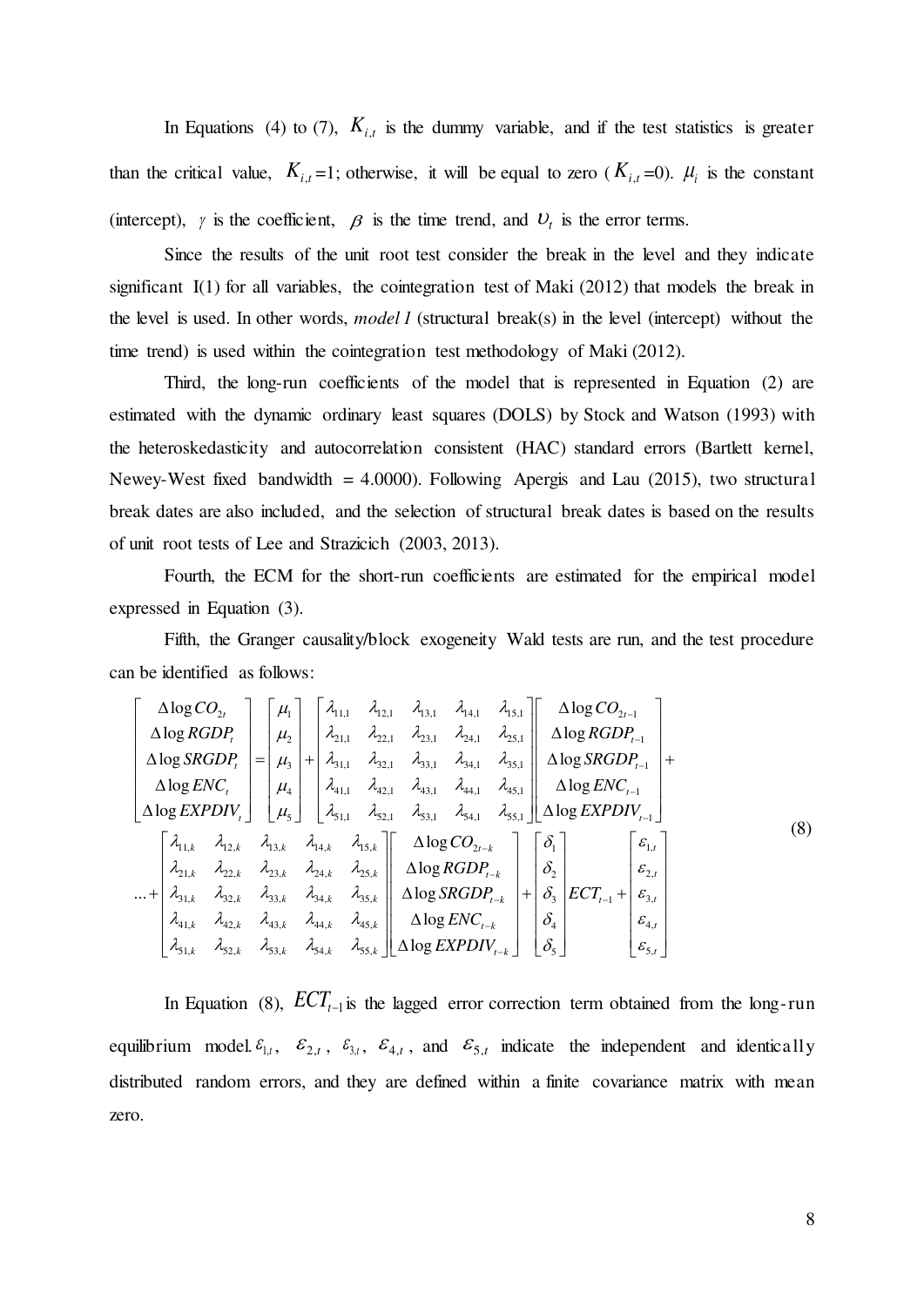In Equations (4) to (7), $K_{i,t}$ is the dummy variable, and if the test statistics is greater than the critical value, $K_{i,t}=1$; otherwise, it will be equal to zero ($K_{i,t}=0$). $\mu_i$ is the constant (intercept), $\gamma$ is the coefficient, $\beta$ is the time trend, and $\upsilon_t$ is the error terms.

Since the results of the unit root test consider the break in the level and they indicate significant I(1) for all variables, the cointegration test of Maki (2012) that models the break in the level is used. In other words, *model 1* (structural break(s) in the level (intercept) without the time trend) is used within the cointegration test methodology of Maki (2012).

Third, the long-run coefficients of the model that is represented in Equation (2) are estimated with the dynamic ordinary least squares (DOLS) by Stock and Watson (1993) with the heteroskedasticity and autocorrelation consistent (HAC) standard errors (Bartlett kernel, Newey-West fixed bandwidth = 4.0000). Following Apergis and Lau (2015), two structural break dates are also included, and the selection of structural break dates is based on the results of unit root tests of Lee and Strazicich (2003, 2013).

Fourth, the ECM for the short-run coefficients are estimated for the empirical model expressed in Equation (3).

Fifth, the Granger causality/block exogeneity Wald tests are run, and the test procedure can be identified as follows:

$$
\begin{bmatrix} \Delta \log CO_{2t} \\ \Delta \log RGDP_t \\ \Delta \log SRGDP_t \\ \Delta \log ENC_t \\ \Delta \log EXPDIV_t \end{bmatrix} = \begin{bmatrix} \mu_1 \\ \mu_2 \\ \mu_3 \\ \mu_4 \\ \mu_5 \end{bmatrix} + \begin{bmatrix} \lambda_{11,1} & \lambda_{12,1} & \lambda_{13,1} & \lambda_{14,1} & \lambda_{15,1} \\ \lambda_{21,1} & \lambda_{22,1} & \lambda_{23,1} & \lambda_{24,1} & \lambda_{25,1} \\ \lambda_{31,1} & \lambda_{32,1} & \lambda_{33,1} & \lambda_{34,1} & \lambda_{35,1} \\ \lambda_{41,1} & \lambda_{42,1} & \lambda_{43,1} & \lambda_{44,1} & \lambda_{45,1} \\ \lambda_{51,1} & \lambda_{52,1} & \lambda_{53,1} & \lambda_{54,1} & \lambda_{55,1} \end{bmatrix} \begin{bmatrix} \Delta \log CO_{2t-1} \\ \Delta \log RGDP_{t-1} \\ \Delta \log SRGDP_{t-1} \\ \Delta \log ENC_{t-1} \\ \Delta \log EXPDIV_{t-1} \end{bmatrix} +
$$

$$
\ldots + \begin{bmatrix} \lambda_{11,k} & \lambda_{12,k} & \lambda_{13,k} & \lambda_{14,k} & \lambda_{15,k} \\ \lambda_{21,k} & \lambda_{22,k} & \lambda_{23,k} & \lambda_{24,k} & \lambda_{25,k} \\ \lambda_{31,k} & \lambda_{32,k} & \lambda_{33,k} & \lambda_{34,k} & \lambda_{35,k} \\ \lambda_{41,k} & \lambda_{42,k} & \lambda_{43,k} & \lambda_{44,k} & \lambda_{45,k} \\ \lambda_{51,k} & \lambda_{52,k} & \lambda_{53,k} & \lambda_{54,k} & \lambda_{55,k} \end{bmatrix} \begin{bmatrix} \Delta \log CO_{2t-k} \\ \Delta \log RGDP_{t-k} \\ \Delta \log SRGDP_{t-k} \\ \Delta \log ENC_{t-k} \\ \Delta \log EXPDIV_{t-k} \end{bmatrix} + \begin{bmatrix} \delta_1 \\ \delta_2 \\ \delta_3 \\ \delta_4 \\ \delta_5 \end{bmatrix} ECT_{t-1} + \begin{bmatrix} \varepsilon_{1,t} \\ \varepsilon_{2,t} \\ \varepsilon_{3,t} \\ \varepsilon_{4,t} \\ \varepsilon_{5,t} \end{bmatrix} \tag{8}
$$

In Equation (8), $ECT_{t-1}$ is the lagged error correction term obtained from the long-run equilibrium model. $\varepsilon_{1,t}$, $\varepsilon_{2,t}$, $\varepsilon_{3,t}$, $\varepsilon_{4,t}$, and $\varepsilon_{5,t}$ indicate the independent and identically distributed random errors, and they are defined within a finite covariance matrix with mean zero.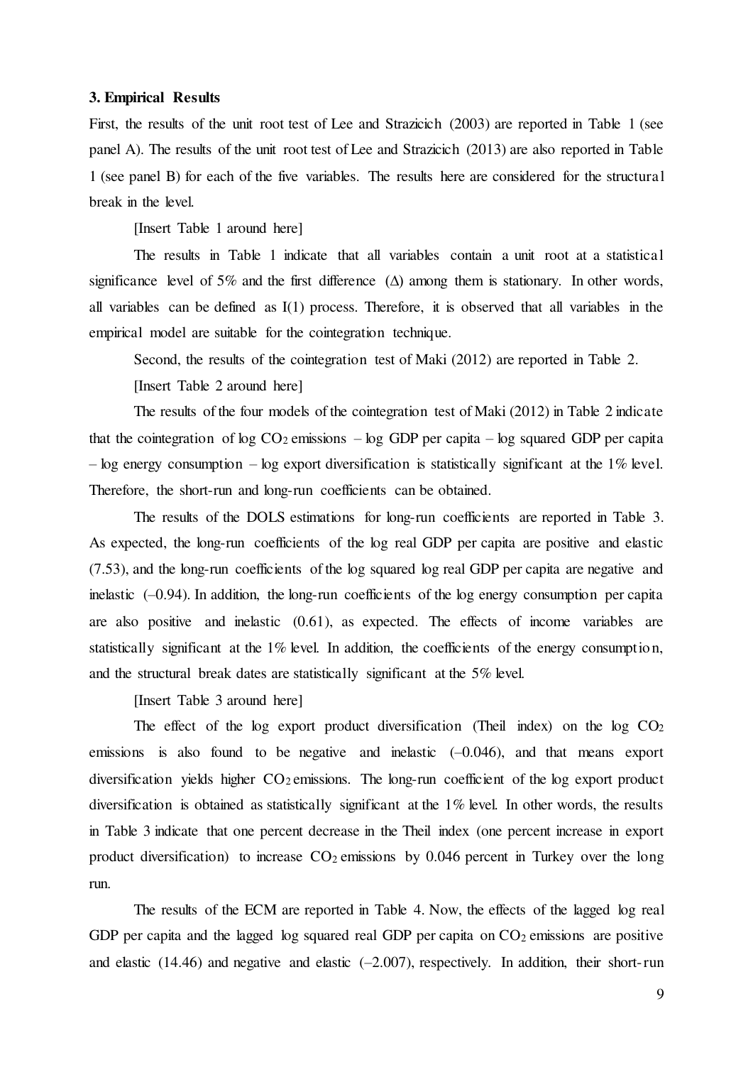### 3. Empirical Results

First, the results of the unit root test of Lee and Strazicich (2003) are reported in Table 1 (see panel A). The results of the unit root test of Lee and Strazicich (2013) are also reported in Table 1 (see panel B) for each of the five variables. The results here are considered for the structural break in the level.

[Insert Table 1 around here]

The results in Table 1 indicate that all variables contain a unit root at a statistical significance level of 5% and the first difference ($\Delta$) among them is stationary. In other words, all variables can be defined as I(1) process. Therefore, it is observed that all variables in the empirical model are suitable for the cointegration technique.

Second, the results of the cointegration test of Maki (2012) are reported in Table 2.

[Insert Table 2 around here]

The results of the four models of the cointegration test of Maki (2012) in Table 2 indicate that the cointegration of log $CO_2$ emissions – log GDP per capita – log squared GDP per capita – log energy consumption – log export diversification is statistically significant at the 1% level. Therefore, the short-run and long-run coefficients can be obtained.

The results of the DOLS estimations for long-run coefficients are reported in Table 3. As expected, the long-run coefficients of the log real GDP per capita are positive and elastic (7.53), and the long-run coefficients of the log squared log real GDP per capita are negative and inelastic (–0.94). In addition, the long-run coefficients of the log energy consumption per capita are also positive and inelastic (0.61), as expected. The effects of income variables are statistically significant at the 1% level. In addition, the coefficients of the energy consumption, and the structural break dates are statistically significant at the 5% level.

[Insert Table 3 around here]

The effect of the log export product diversification (Theil index) on the log $CO_2$ emissions is also found to be negative and inelastic (–0.046), and that means export diversification yields higher $CO_2$ emissions. The long-run coefficient of the log export product diversification is obtained as statistically significant at the 1% level. In other words, the results in Table 3 indicate that one percent decrease in the Theil index (one percent increase in export product diversification) to increase $CO_2$ emissions by 0.046 percent in Turkey over the long run.

The results of the ECM are reported in Table 4. Now, the effects of the lagged log real GDP per capita and the lagged log squared real GDP per capita on $CO_2$ emissions are positive and elastic (14.46) and negative and elastic (–2.007), respectively. In addition, their short-run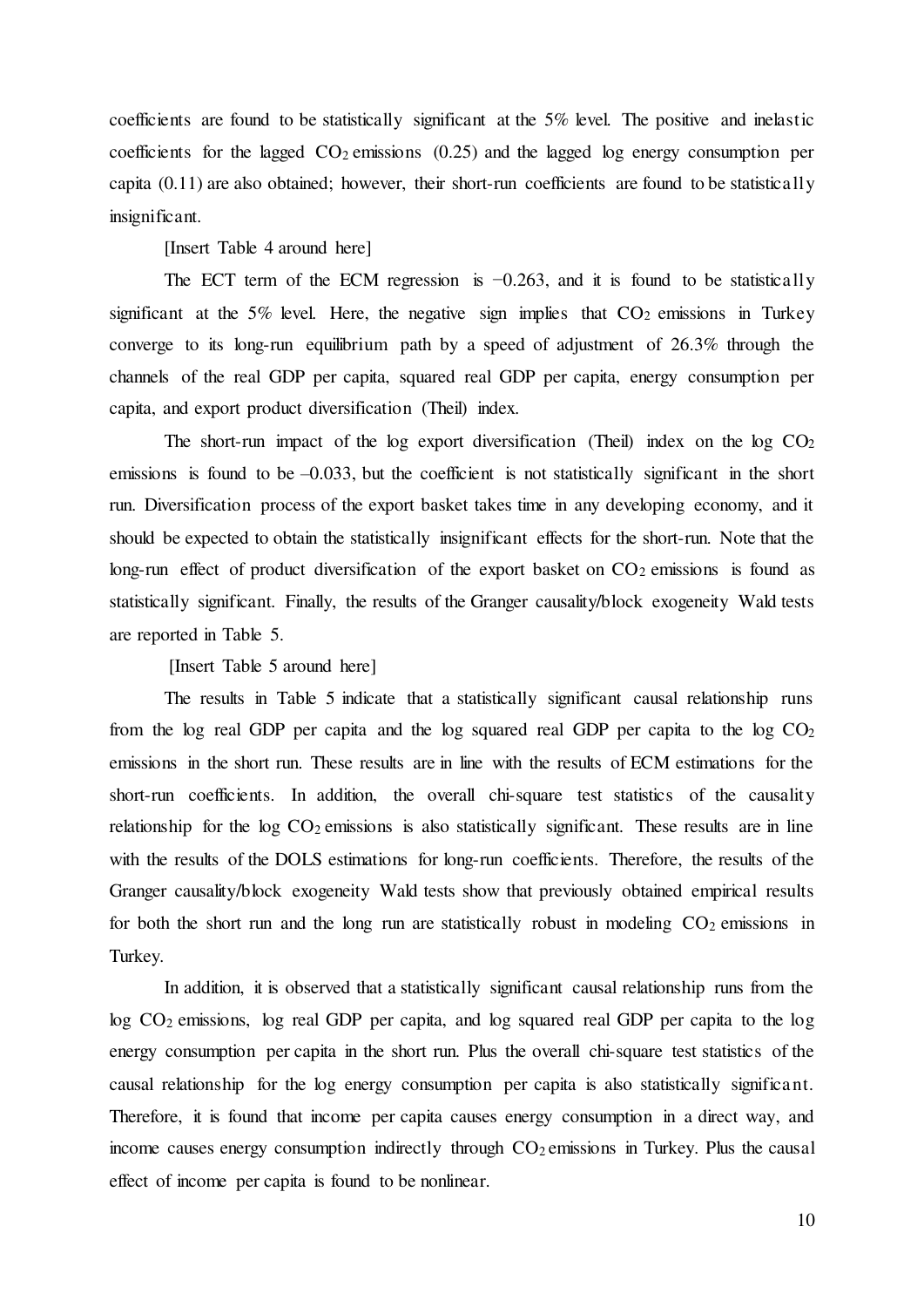coefficients are found to be statistically significant at the 5% level. The positive and inelastic coefficients for the lagged $CO_2$ emissions (0.25) and the lagged log energy consumption per capita (0.11) are also obtained; however, their short-run coefficients are found to be statistically insignificant.

[Insert Table 4 around here]

The ECT term of the ECM regression is −0.263, and it is found to be statistically significant at the 5% level. Here, the negative sign implies that $CO_2$ emissions in Turkey converge to its long-run equilibrium path by a speed of adjustment of 26.3% through the channels of the real GDP per capita, squared real GDP per capita, energy consumption per capita, and export product diversification (Theil) index.

The short-run impact of the log export diversification (Theil) index on the log $CO_2$ emissions is found to be –0.033, but the coefficient is not statistically significant in the short run. Diversification process of the export basket takes time in any developing economy, and it should be expected to obtain the statistically insignificant effects for the short-run. Note that the long-run effect of product diversification of the export basket on $CO_2$ emissions is found as statistically significant. Finally, the results of the Granger causality/block exogeneity Wald tests are reported in Table 5.

[Insert Table 5 around here]

The results in Table 5 indicate that a statistically significant causal relationship runs from the log real GDP per capita and the log squared real GDP per capita to the log $CO_2$ emissions in the short run. These results are in line with the results of ECM estimations for the short-run coefficients. In addition, the overall chi-square test statistics of the causality relationship for the log $CO_2$ emissions is also statistically significant. These results are in line with the results of the DOLS estimations for long-run coefficients. Therefore, the results of the Granger causality/block exogeneity Wald tests show that previously obtained empirical results for both the short run and the long run are statistically robust in modeling $CO_2$ emissions in Turkey.

In addition, it is observed that a statistically significant causal relationship runs from the log $CO_2$ emissions, log real GDP per capita, and log squared real GDP per capita to the log energy consumption per capita in the short run. Plus the overall chi-square test statistics of the causal relationship for the log energy consumption per capita is also statistically significant. Therefore, it is found that income per capita causes energy consumption in a direct way, and income causes energy consumption indirectly through $CO_2$ emissions in Turkey. Plus the causal effect of income per capita is found to be nonlinear.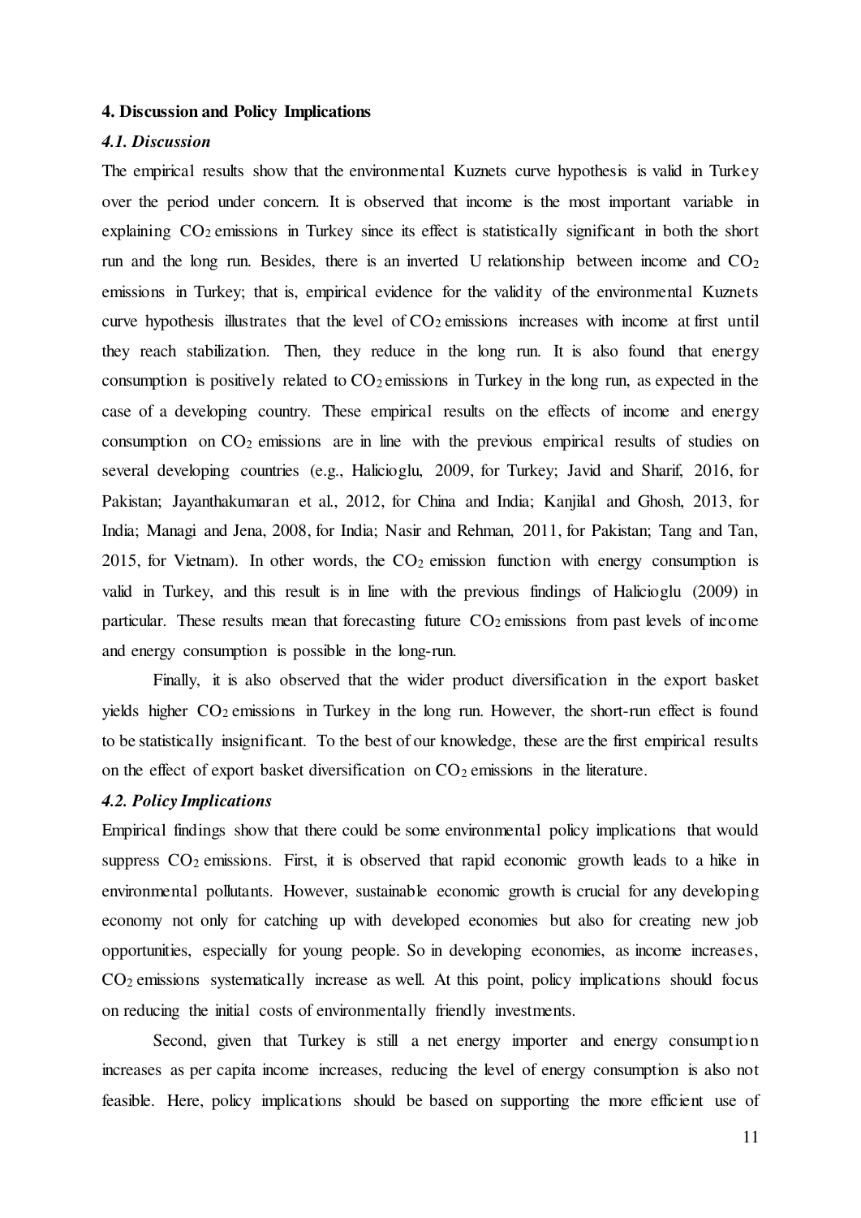## 4. Discussion and Policy Implications

### *4.1. Discussion*

The empirical results show that the environmental Kuznets curve hypothesis is valid in Turkey over the period under concern. It is observed that income is the most important variable in explaining $CO_2$ emissions in Turkey since its effect is statistically significant in both the short run and the long run. Besides, there is an inverted U relationship between income and $CO_2$ emissions in Turkey; that is, empirical evidence for the validity of the environmental Kuznets curve hypothesis illustrates that the level of $CO_2$ emissions increases with income at first until they reach stabilization. Then, they reduce in the long run. It is also found that energy consumption is positively related to $CO_2$ emissions in Turkey in the long run, as expected in the case of a developing country. These empirical results on the effects of income and energy consumption on $CO_2$ emissions are in line with the previous empirical results of studies on several developing countries (e.g., Halicioglu, 2009, for Turkey; Javid and Sharif, 2016, for Pakistan; Jayanthakumaran et al., 2012, for China and India; Kanjilal and Ghosh, 2013, for India; Managi and Jena, 2008, for India; Nasir and Rehman, 2011, for Pakistan; Tang and Tan, 2015, for Vietnam). In other words, the $CO_2$ emission function with energy consumption is valid in Turkey, and this result is in line with the previous findings of Halicioglu (2009) in particular. These results mean that forecasting future $CO_2$ emissions from past levels of income and energy consumption is possible in the long-run.

Finally, it is also observed that the wider product diversification in the export basket yields higher $CO_2$ emissions in Turkey in the long run. However, the short-run effect is found to be statistically insignificant. To the best of our knowledge, these are the first empirical results on the effect of export basket diversification on $CO_2$ emissions in the literature.

### *4.2. Policy Implications*

Empirical findings show that there could be some environmental policy implications that would suppress $CO_2$ emissions. First, it is observed that rapid economic growth leads to a hike in environmental pollutants. However, sustainable economic growth is crucial for any developing economy not only for catching up with developed economies but also for creating new job opportunities, especially for young people. So in developing economies, as income increases, $CO_2$ emissions systematically increase as well. At this point, policy implications should focus on reducing the initial costs of environmentally friendly investments.

Second, given that Turkey is still a net energy importer and energy consumption increases as per capita income increases, reducing the level of energy consumption is also not feasible. Here, policy implications should be based on supporting the more efficient use of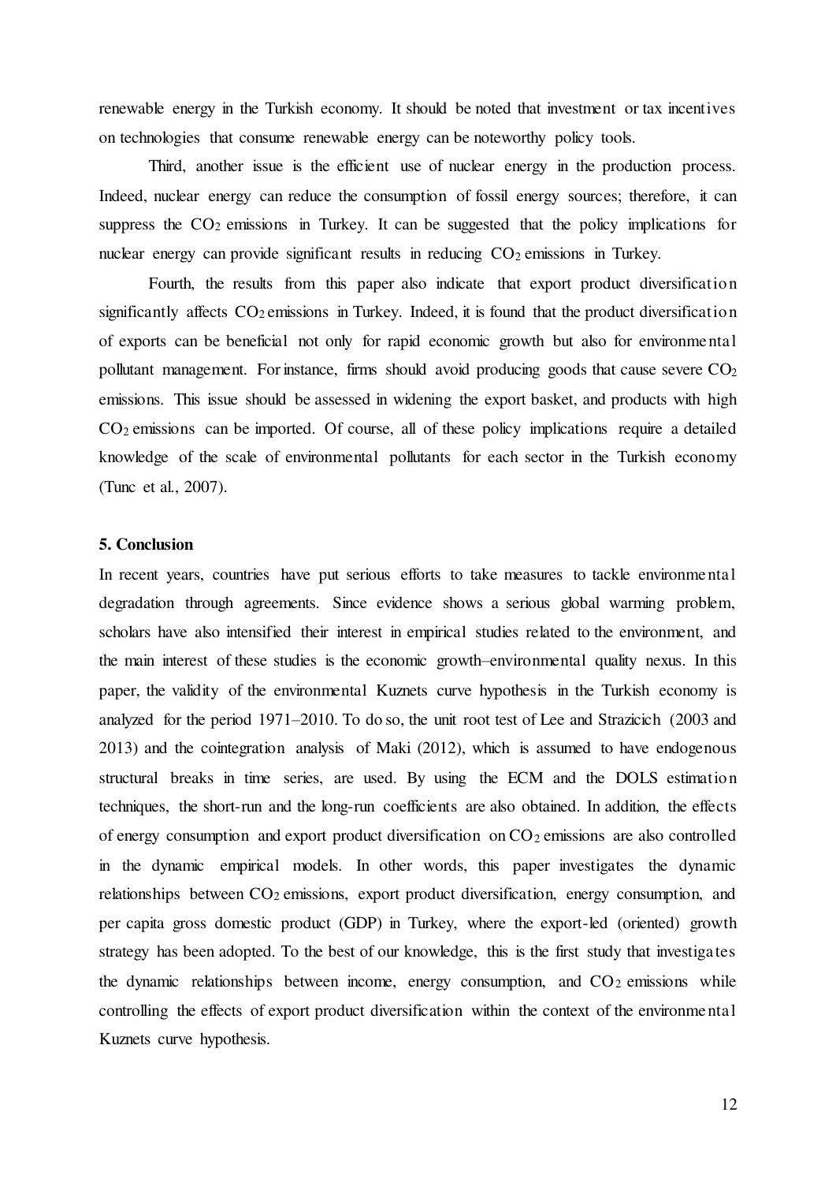renewable energy in the Turkish economy. It should be noted that investment or tax incentives on technologies that consume renewable energy can be noteworthy policy tools.

Third, another issue is the efficient use of nuclear energy in the production process. Indeed, nuclear energy can reduce the consumption of fossil energy sources; therefore, it can suppress the $CO_2$ emissions in Turkey. It can be suggested that the policy implications for nuclear energy can provide significant results in reducing $CO_2$ emissions in Turkey.

Fourth, the results from this paper also indicate that export product diversification significantly affects $CO_2$ emissions in Turkey. Indeed, it is found that the product diversification of exports can be beneficial not only for rapid economic growth but also for environmental pollutant management. For instance, firms should avoid producing goods that cause severe $CO_2$ emissions. This issue should be assessed in widening the export basket, and products with high $CO_2$ emissions can be imported. Of course, all of these policy implications require a detailed knowledge of the scale of environmental pollutants for each sector in the Turkish economy (Tunc et al., 2007).

## 5. Conclusion

In recent years, countries have put serious efforts to take measures to tackle environmental degradation through agreements. Since evidence shows a serious global warming problem, scholars have also intensified their interest in empirical studies related to the environment, and the main interest of these studies is the economic growth–environmental quality nexus. In this paper, the validity of the environmental Kuznets curve hypothesis in the Turkish economy is analyzed for the period 1971–2010. To do so, the unit root test of Lee and Strazicich (2003 and 2013) and the cointegration analysis of Maki (2012), which is assumed to have endogenous structural breaks in time series, are used. By using the ECM and the DOLS estimation techniques, the short-run and the long-run coefficients are also obtained. In addition, the effects of energy consumption and export product diversification on $CO_2$ emissions are also controlled in the dynamic empirical models. In other words, this paper investigates the dynamic relationships between $CO_2$ emissions, export product diversification, energy consumption, and per capita gross domestic product (GDP) in Turkey, where the export-led (oriented) growth strategy has been adopted. To the best of our knowledge, this is the first study that investigates the dynamic relationships between income, energy consumption, and $CO_2$ emissions while controlling the effects of export product diversification within the context of the environmental Kuznets curve hypothesis.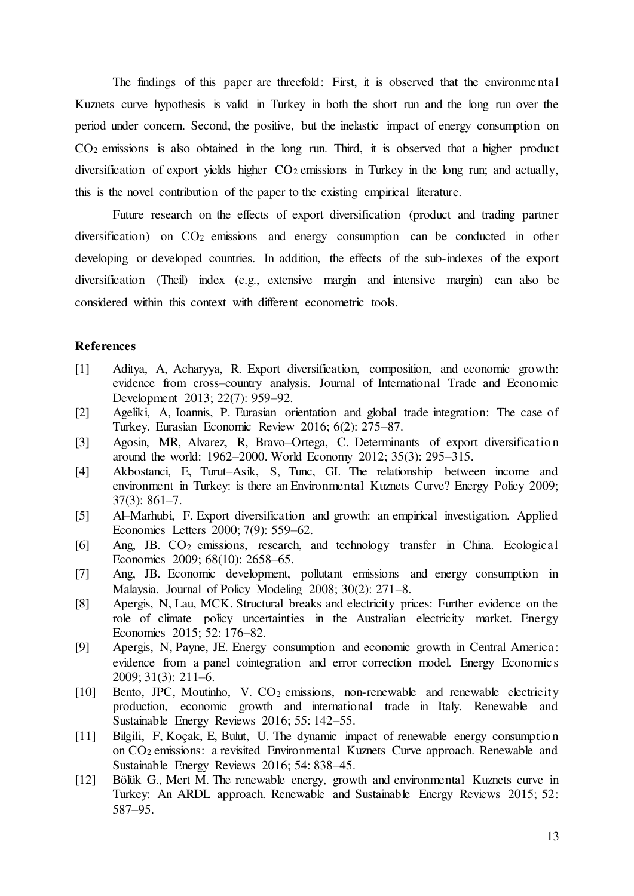The findings of this paper are threefold: First, it is observed that the environmental Kuznets curve hypothesis is valid in Turkey in both the short run and the long run over the period under concern. Second, the positive, but the inelastic impact of energy consumption on $CO_2$ emissions is also obtained in the long run. Third, it is observed that a higher product diversification of export yields higher $CO_2$ emissions in Turkey in the long run; and actually, this is the novel contribution of the paper to the existing empirical literature.

Future research on the effects of export diversification (product and trading partner diversification) on $CO_2$ emissions and energy consumption can be conducted in other developing or developed countries. In addition, the effects of the sub-indexes of the export diversification (Theil) index (e.g., extensive margin and intensive margin) can also be considered within this context with different econometric tools.

## References

[1] Aditya, A, Acharyya, R. Export diversification, composition, and economic growth: evidence from cross–country analysis. Journal of International Trade and Economic Development 2013; 22(7): 959–92.

[2] Ageliki, A, Ioannis, P. Eurasian orientation and global trade integration: The case of Turkey. Eurasian Economic Review 2016; 6(2): 275–87.

[3] Agosin, MR, Alvarez, R, Bravo–Ortega, C. Determinants of export diversification around the world: 1962–2000. World Economy 2012; 35(3): 295–315.

[4] Akbostanci, E, Turut–Asik, S, Tunc, GI. The relationship between income and environment in Turkey: is there an Environmental Kuznets Curve? Energy Policy 2009; 37(3): 861–7.

[5] Al–Marhubi, F. Export diversification and growth: an empirical investigation. Applied Economics Letters 2000; 7(9): 559–62.

[6] Ang, JB. $CO_2$ emissions, research, and technology transfer in China. Ecological Economics 2009; 68(10): 2658–65.

[7] Ang, JB. Economic development, pollutant emissions and energy consumption in Malaysia. Journal of Policy Modeling 2008; 30(2): 271–8.

[8] Apergis, N, Lau, MCK. Structural breaks and electricity prices: Further evidence on the role of climate policy uncertainties in the Australian electricity market. Energy Economics 2015; 52: 176–82.

[9] Apergis, N, Payne, JE. Energy consumption and economic growth in Central America: evidence from a panel cointegration and error correction model. Energy Economics 2009; 31(3): 211–6.

[10] Bento, JPC, Moutinho, V. $CO_2$ emissions, non-renewable and renewable electricity production, economic growth and international trade in Italy. Renewable and Sustainable Energy Reviews 2016; 55: 142–55.

[11] Bilgili, F, Koçak, E, Bulut, U. The dynamic impact of renewable energy consumption on $CO_2$ emissions: a revisited Environmental Kuznets Curve approach. Renewable and Sustainable Energy Reviews 2016; 54: 838–45.

[12] Bölük G., Mert M. The renewable energy, growth and environmental Kuznets curve in Turkey: An ARDL approach. Renewable and Sustainable Energy Reviews 2015; 52: 587–95.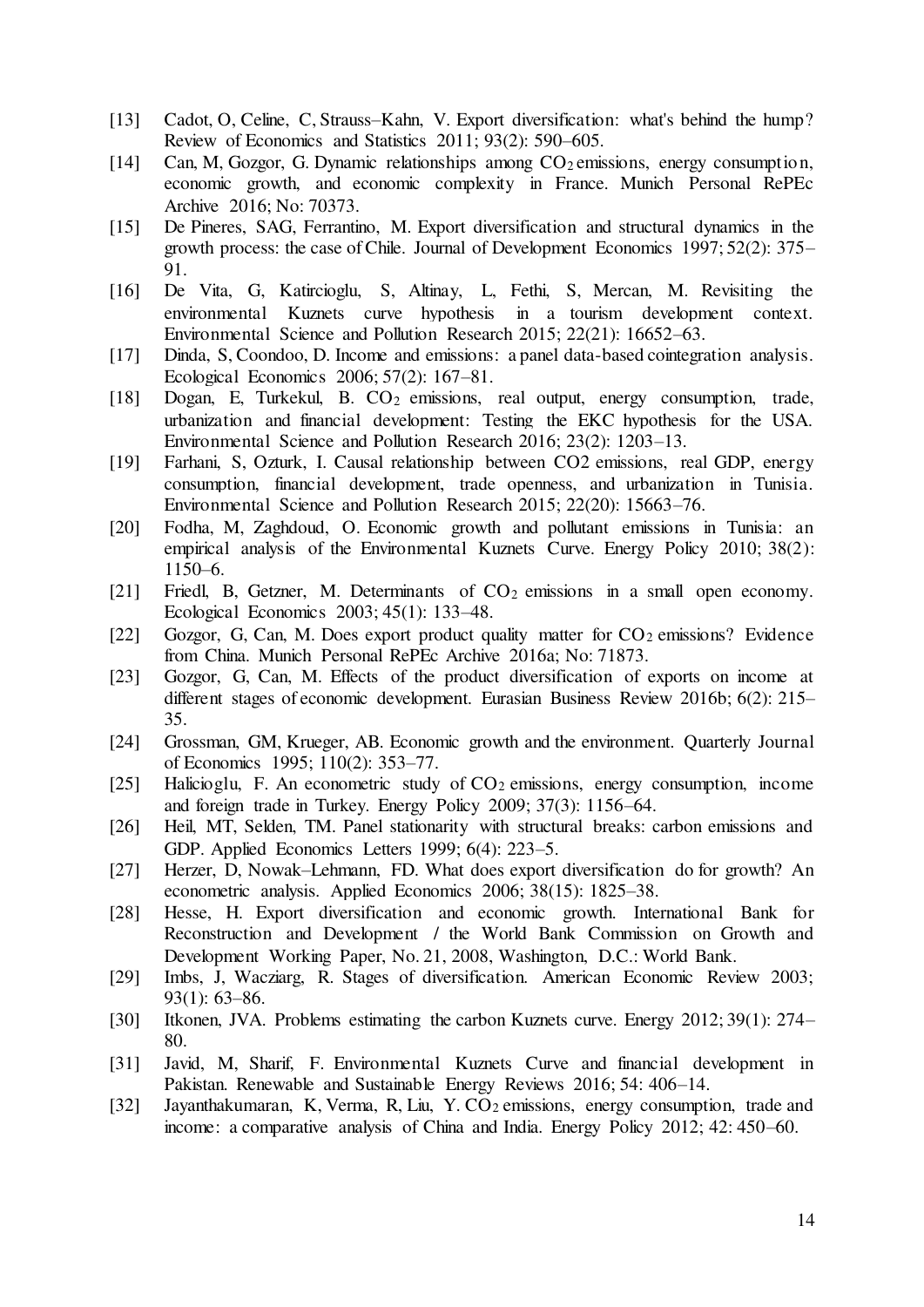[13] Cadot, O, Celine, C, Strauss–Kahn, V. Export diversification: what's behind the hump? Review of Economics and Statistics 2011; 93(2): 590–605.

[14] Can, M, Gozgor, G. Dynamic relationships among $CO_2$ emissions, energy consumption, economic growth, and economic complexity in France. Munich Personal RePEc Archive 2016; No: 70373.

[15] De Pineres, SAG, Ferrantino, M. Export diversification and structural dynamics in the growth process: the case of Chile. Journal of Development Economics 1997; 52(2): 375–91.

[16] De Vita, G, Katircioglu, S, Altinay, L, Fethi, S, Mercan, M. Revisiting the environmental Kuznets curve hypothesis in a tourism development context. Environmental Science and Pollution Research 2015; 22(21): 16652–63.

[17] Dinda, S, Coondoo, D. Income and emissions: a panel data-based cointegration analysis. Ecological Economics 2006; 57(2): 167–81.

[18] Dogan, E, Turkekul, B. $CO_2$ emissions, real output, energy consumption, trade, urbanization and financial development: Testing the EKC hypothesis for the USA. Environmental Science and Pollution Research 2016; 23(2): 1203–13.

[19] Farhani, S, Ozturk, I. Causal relationship between CO2 emissions, real GDP, energy consumption, financial development, trade openness, and urbanization in Tunisia. Environmental Science and Pollution Research 2015; 22(20): 15663–76.

[20] Fodha, M, Zaghdoud, O. Economic growth and pollutant emissions in Tunisia: an empirical analysis of the Environmental Kuznets Curve. Energy Policy 2010; 38(2): 1150–6.

[21] Friedl, B, Getzner, M. Determinants of $CO_2$ emissions in a small open economy. Ecological Economics 2003; 45(1): 133–48.

[22] Gozgor, G, Can, M. Does export product quality matter for $CO_2$ emissions? Evidence from China. Munich Personal RePEc Archive 2016a; No: 71873.

[23] Gozgor, G, Can, M. Effects of the product diversification of exports on income at different stages of economic development. Eurasian Business Review 2016b; 6(2): 215–35.

[24] Grossman, GM, Krueger, AB. Economic growth and the environment. Quarterly Journal of Economics 1995; 110(2): 353–77.

[25] Halicioglu, F. An econometric study of $CO_2$ emissions, energy consumption, income and foreign trade in Turkey. Energy Policy 2009; 37(3): 1156–64.

[26] Heil, MT, Selden, TM. Panel stationarity with structural breaks: carbon emissions and GDP. Applied Economics Letters 1999; 6(4): 223–5.

[27] Herzer, D, Nowak–Lehmann, FD. What does export diversification do for growth? An econometric analysis. Applied Economics 2006; 38(15): 1825–38.

[28] Hesse, H. Export diversification and economic growth. International Bank for Reconstruction and Development / the World Bank Commission on Growth and Development Working Paper, No. 21, 2008, Washington, D.C.: World Bank.

[29] Imbs, J, Wacziarg, R. Stages of diversification. American Economic Review 2003; 93(1): 63–86.

[30] Itkonen, JVA. Problems estimating the carbon Kuznets curve. Energy 2012; 39(1): 274–80.

[31] Javid, M, Sharif, F. Environmental Kuznets Curve and financial development in Pakistan. Renewable and Sustainable Energy Reviews 2016; 54: 406–14.

[32] Jayanthakumaran, K, Verma, R, Liu, Y. $CO_2$ emissions, energy consumption, trade and income: a comparative analysis of China and India. Energy Policy 2012; 42: 450–60.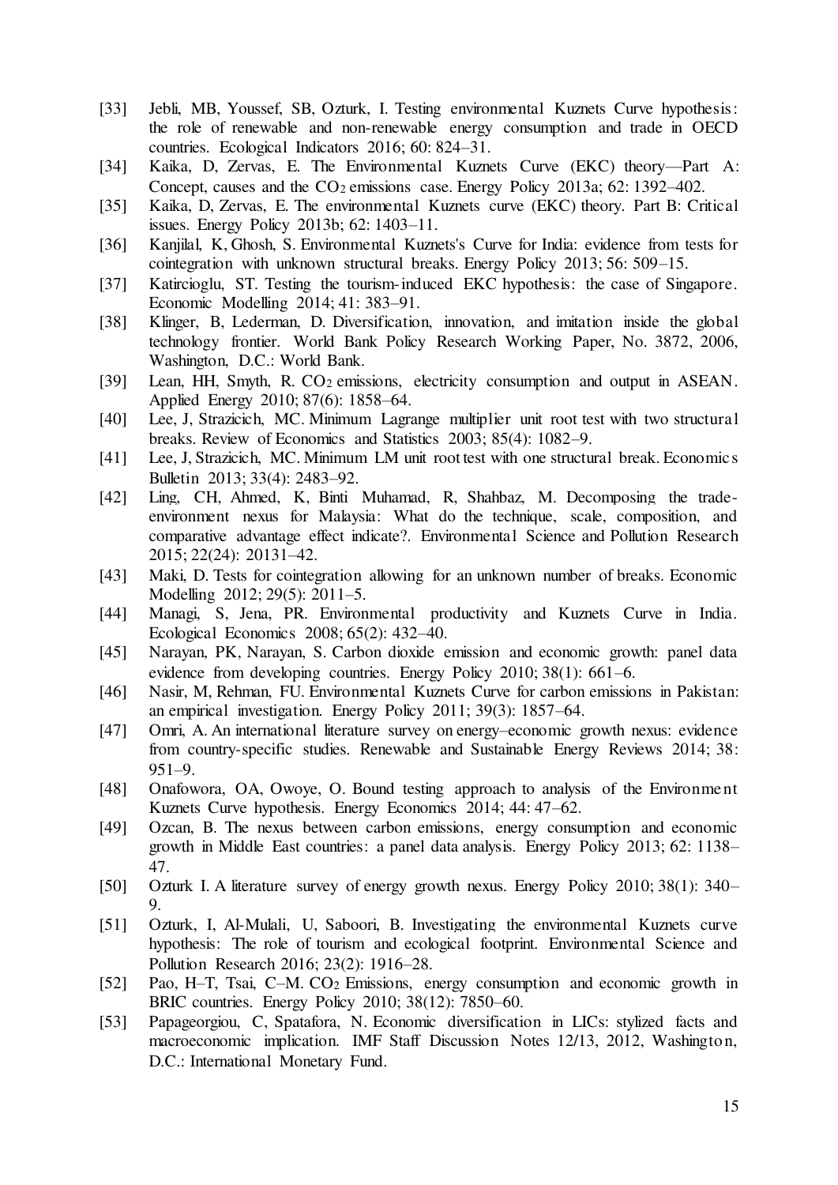[33] Jebli, MB, Youssef, SB, Ozturk, I. Testing environmental Kuznets Curve hypothesis: the role of renewable and non-renewable energy consumption and trade in OECD countries. Ecological Indicators 2016; 60: 824–31.

[34] Kaika, D, Zervas, E. The Environmental Kuznets Curve (EKC) theory—Part A: Concept, causes and the $CO_2$ emissions case. Energy Policy 2013a; 62: 1392–402.

[35] Kaika, D, Zervas, E. The environmental Kuznets curve (EKC) theory. Part B: Critical issues. Energy Policy 2013b; 62: 1403–11.

[36] Kanjilal, K, Ghosh, S. Environmental Kuznets's Curve for India: evidence from tests for cointegration with unknown structural breaks. Energy Policy 2013; 56: 509–15.

[37] Katircioglu, ST. Testing the tourism-induced EKC hypothesis: the case of Singapore. Economic Modelling 2014; 41: 383–91.

[38] Klinger, B, Lederman, D. Diversification, innovation, and imitation inside the global technology frontier. World Bank Policy Research Working Paper, No. 3872, 2006, Washington, D.C.: World Bank.

[39] Lean, HH, Smyth, R. $CO_2$ emissions, electricity consumption and output in ASEAN. Applied Energy 2010; 87(6): 1858–64.

[40] Lee, J, Strazicich, MC. Minimum Lagrange multiplier unit root test with two structural breaks. Review of Economics and Statistics 2003; 85(4): 1082–9.

[41] Lee, J, Strazicich, MC. Minimum LM unit root test with one structural break. Economics Bulletin 2013; 33(4): 2483–92.

[42] Ling, CH, Ahmed, K, Binti Muhamad, R, Shahbaz, M. Decomposing the trade-environment nexus for Malaysia: What do the technique, scale, composition, and comparative advantage effect indicate?. Environmental Science and Pollution Research 2015; 22(24): 20131–42.

[43] Maki, D. Tests for cointegration allowing for an unknown number of breaks. Economic Modelling 2012; 29(5): 2011–5.

[44] Managi, S, Jena, PR. Environmental productivity and Kuznets Curve in India. Ecological Economics 2008; 65(2): 432–40.

[45] Narayan, PK, Narayan, S. Carbon dioxide emission and economic growth: panel data evidence from developing countries. Energy Policy 2010; 38(1): 661–6.

[46] Nasir, M, Rehman, FU. Environmental Kuznets Curve for carbon emissions in Pakistan: an empirical investigation. Energy Policy 2011; 39(3): 1857–64.

[47] Omri, A. An international literature survey on energy–economic growth nexus: evidence from country-specific studies. Renewable and Sustainable Energy Reviews 2014; 38: 951–9.

[48] Onafowora, OA, Owoye, O. Bound testing approach to analysis of the Environment Kuznets Curve hypothesis. Energy Economics 2014; 44: 47–62.

[49] Ozcan, B. The nexus between carbon emissions, energy consumption and economic growth in Middle East countries: a panel data analysis. Energy Policy 2013; 62: 1138–47.

[50] Ozturk I. A literature survey of energy growth nexus. Energy Policy 2010; 38(1): 340–9.

[51] Ozturk, I, Al-Mulali, U, Saboori, B. Investigating the environmental Kuznets curve hypothesis: The role of tourism and ecological footprint. Environmental Science and Pollution Research 2016; 23(2): 1916–28.

[52] Pao, H–T, Tsai, C–M. $CO_2$ Emissions, energy consumption and economic growth in BRIC countries. Energy Policy 2010; 38(12): 7850–60.

[53] Papageorgiou, C, Spatafora, N. Economic diversification in LICs: stylized facts and macroeconomic implication. IMF Staff Discussion Notes 12/13, 2012, Washington, D.C.: International Monetary Fund.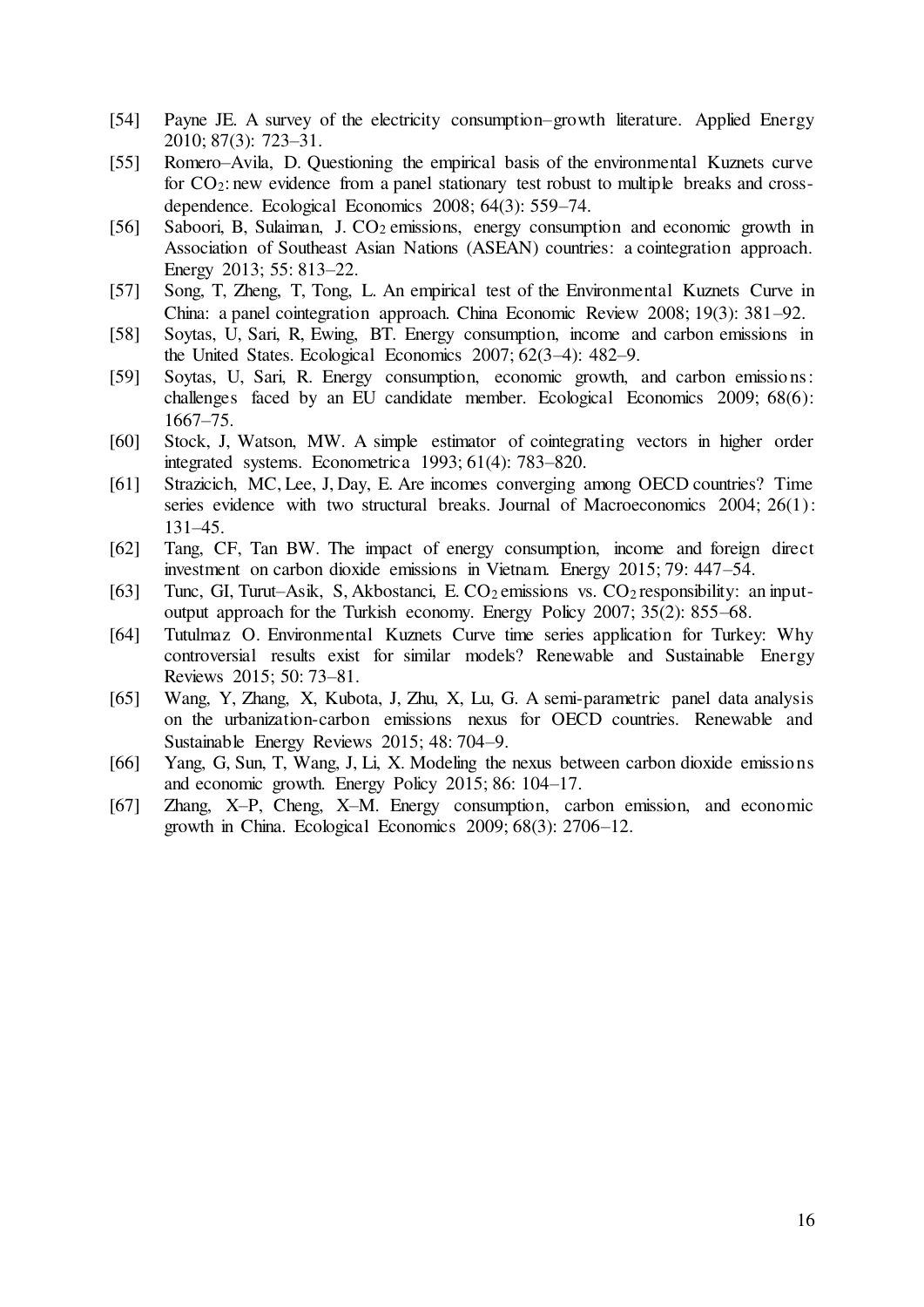[54] Payne JE. A survey of the electricity consumption–growth literature. Applied Energy 2010; 87(3): 723–31.

[55] Romero–Avila, D. Questioning the empirical basis of the environmental Kuznets curve for $CO_2$: new evidence from a panel stationary test robust to multiple breaks and cross-dependence. Ecological Economics 2008; 64(3): 559–74.

[56] Saboori, B, Sulaiman, J. $CO_2$ emissions, energy consumption and economic growth in Association of Southeast Asian Nations (ASEAN) countries: a cointegration approach. Energy 2013; 55: 813–22.

[57] Song, T, Zheng, T, Tong, L. An empirical test of the Environmental Kuznets Curve in China: a panel cointegration approach. China Economic Review 2008; 19(3): 381–92.

[58] Soytas, U, Sari, R, Ewing, BT. Energy consumption, income and carbon emissions in the United States. Ecological Economics 2007; 62(3–4): 482–9.

[59] Soytas, U, Sari, R. Energy consumption, economic growth, and carbon emissions: challenges faced by an EU candidate member. Ecological Economics 2009; 68(6): 1667–75.

[60] Stock, J, Watson, MW. A simple estimator of cointegrating vectors in higher order integrated systems. Econometrica 1993; 61(4): 783–820.

[61] Strazicich, MC, Lee, J, Day, E. Are incomes converging among OECD countries? Time series evidence with two structural breaks. Journal of Macroeconomics 2004; 26(1): 131–45.

[62] Tang, CF, Tan BW. The impact of energy consumption, income and foreign direct investment on carbon dioxide emissions in Vietnam. Energy 2015; 79: 447–54.

[63] Tunc, GI, Turut–Asik, S, Akbostanci, E. $CO_2$ emissions vs. $CO_2$ responsibility: an input-output approach for the Turkish economy. Energy Policy 2007; 35(2): 855–68.

[64] Tutulmaz O. Environmental Kuznets Curve time series application for Turkey: Why controversial results exist for similar models? Renewable and Sustainable Energy Reviews 2015; 50: 73–81.

[65] Wang, Y, Zhang, X, Kubota, J, Zhu, X, Lu, G. A semi-parametric panel data analysis on the urbanization-carbon emissions nexus for OECD countries. Renewable and Sustainable Energy Reviews 2015; 48: 704–9.

[66] Yang, G, Sun, T, Wang, J, Li, X. Modeling the nexus between carbon dioxide emissions and economic growth. Energy Policy 2015; 86: 104–17.

[67] Zhang, X–P, Cheng, X–M. Energy consumption, carbon emission, and economic growth in China. Ecological Economics 2009; 68(3): 2706–12.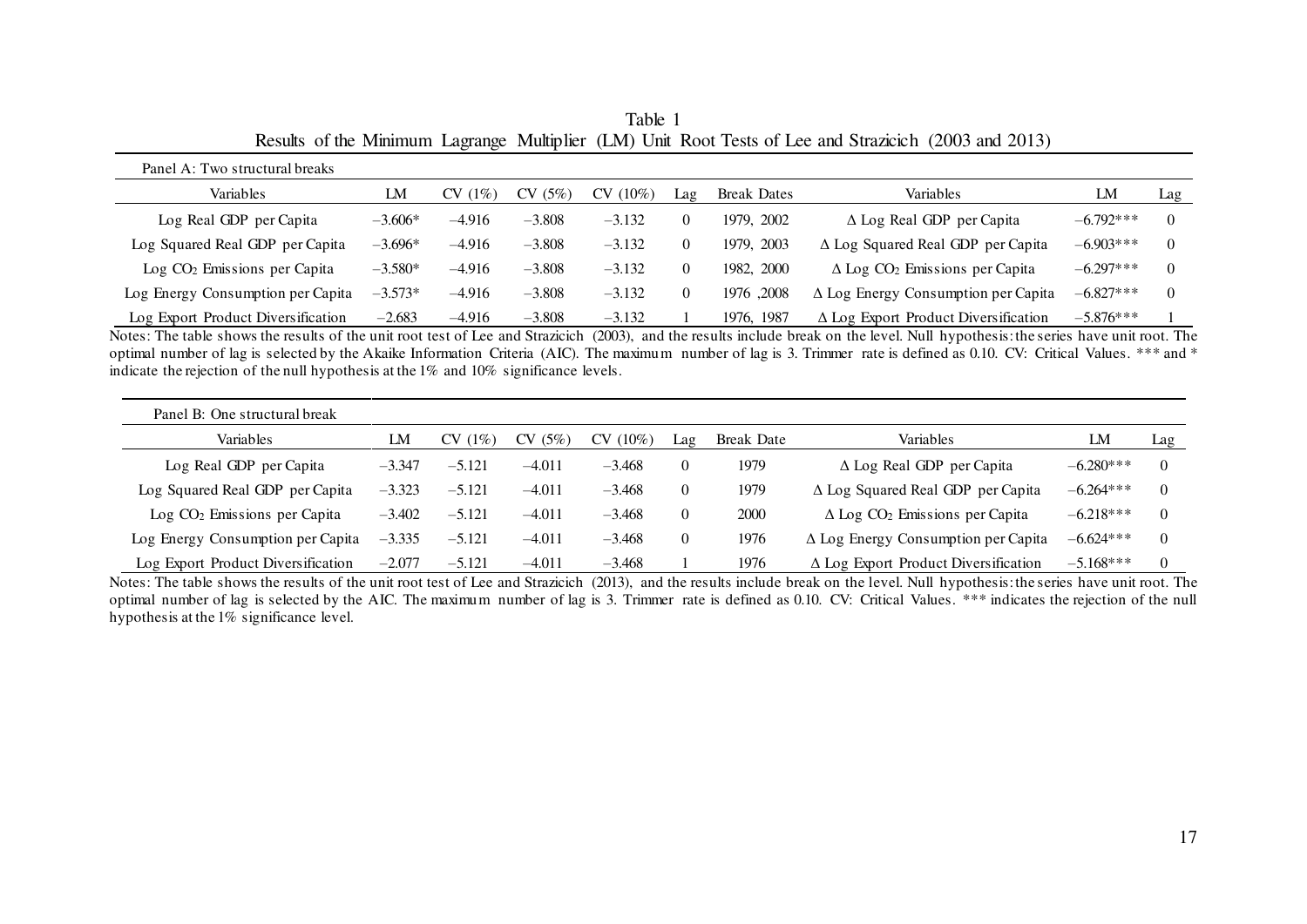Table 1
Results of the Minimum Lagrange Multiplier (LM) Unit Root Tests of Lee and Strazicich (2003 and 2013)

| Panel A: Two structural breaks | | | | | | | | | |
|---|---|---|---|---|---|---|---|---|---|
| Variables | LM | CV (1%) | CV (5%) | CV (10%) | Lag | Break Dates | Variables | LM | Lag |
| Log Real GDP per Capita | −3.606* | −4.916 | −3.808 | −3.132 | 0 | 1979, 2002 | Δ Log Real GDP per Capita | −6.792*** | 0 |
| Log Squared Real GDP per Capita | −3.696* | −4.916 | −3.808 | −3.132 | 0 | 1979, 2003 | Δ Log Squared Real GDP per Capita | −6.903*** | 0 |
| Log $CO_2$ Emissions per Capita | −3.580* | −4.916 | −3.808 | −3.132 | 0 | 1982, 2000 | Δ Log $CO_2$ Emissions per Capita | −6.297*** | 0 |
| Log Energy Consumption per Capita | −3.573* | −4.916 | −3.808 | −3.132 | 0 | 1976 ,2008 | Δ Log Energy Consumption per Capita | −6.827*** | 0 |
| Log Export Product Diversification | −2.683 | −4.916 | −3.808 | −3.132 | 1 | 1976, 1987 | Δ Log Export Product Diversification | −5.876*** | 1 |

Notes: The table shows the results of the unit root test of Lee and Strazicich (2003), and the results include break on the level. Null hypothesis: the series have unit root. The optimal number of lag is selected by the Akaike Information Criteria (AIC). The maximum number of lag is 3. Trimmer rate is defined as 0.10. CV: Critical Values. *** and * indicate the rejection of the null hypothesis at the 1% and 10% significance levels.

| Panel B: One structural break | | | | | | | | | |
|---|---|---|---|---|---|---|---|---|---|
| Variables | LM | CV (1%) | CV (5%) | CV (10%) | Lag | Break Date | Variables | LM | Lag |
| Log Real GDP per Capita | −3.347 | −5.121 | −4.011 | −3.468 | 0 | 1979 | Δ Log Real GDP per Capita | −6.280*** | 0 |
| Log Squared Real GDP per Capita | −3.323 | −5.121 | −4.011 | −3.468 | 0 | 1979 | Δ Log Squared Real GDP per Capita | −6.264*** | 0 |
| Log $CO_2$ Emissions per Capita | −3.402 | −5.121 | −4.011 | −3.468 | 0 | 2000 | Δ Log $CO_2$ Emissions per Capita | −6.218*** | 0 |
| Log Energy Consumption per Capita | −3.335 | −5.121 | −4.011 | −3.468 | 0 | 1976 | Δ Log Energy Consumption per Capita | −6.624*** | 0 |
| Log Export Product Diversification | −2.077 | −5.121 | −4.011 | −3.468 | 1 | 1976 | Δ Log Export Product Diversification | −5.168*** | 0 |

Notes: The table shows the results of the unit root test of Lee and Strazicich (2013), and the results include break on the level. Null hypothesis: the series have unit root. The optimal number of lag is selected by the AIC. The maximum number of lag is 3. Trimmer rate is defined as 0.10. CV: Critical Values. *** indicates the rejection of the null hypothesis at the 1% significance level.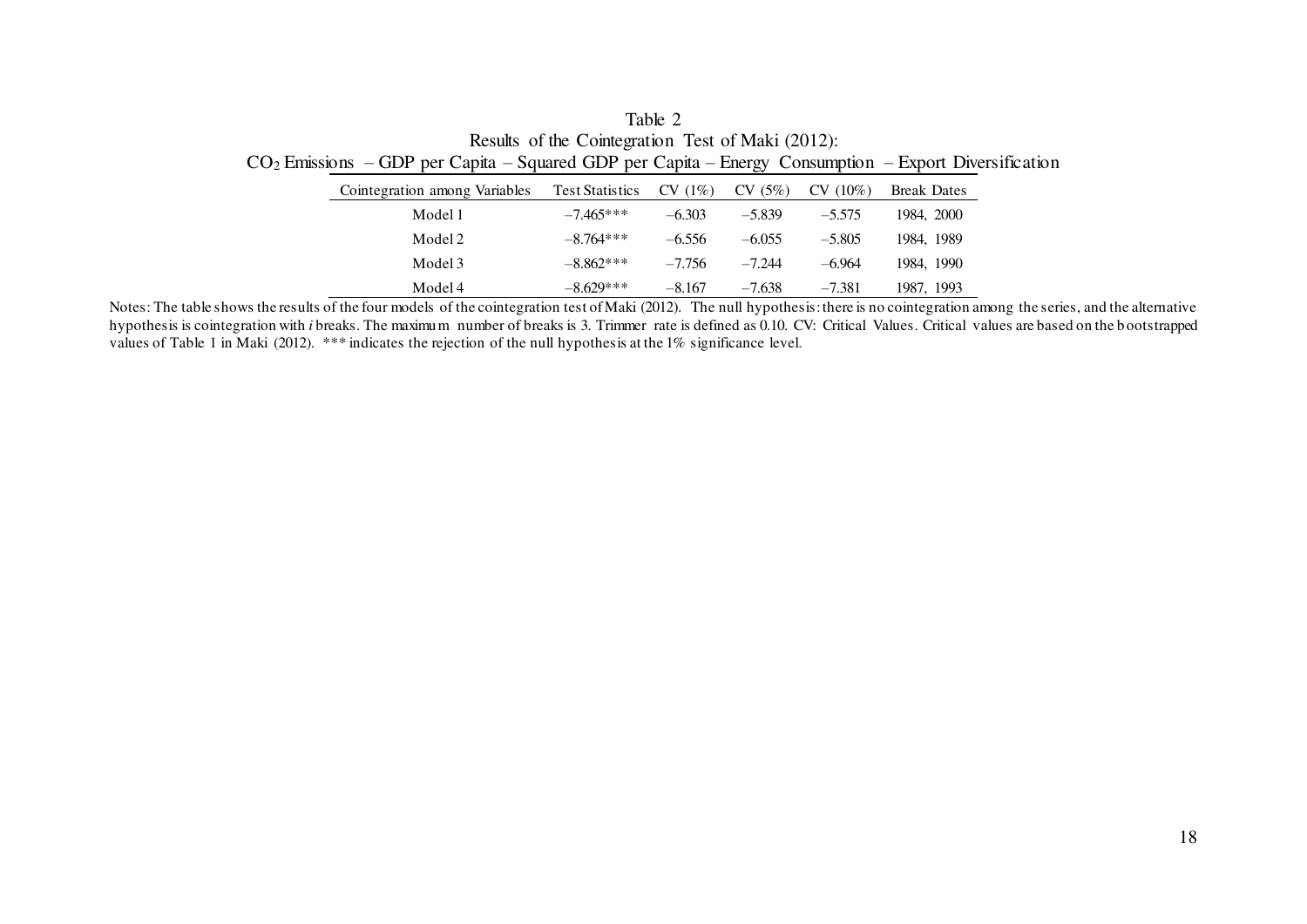Table 2

Results of the Cointegration Test of Maki (2012):

$CO_2$ Emissions – GDP per Capita – Squared GDP per Capita – Energy Consumption – Export Diversification

| Cointegration among Variables | Test Statistics | CV (1%) | CV (5%) | CV (10%) | Break Dates |
|---|---|---|---|---|---|
| Model 1 | −7.465*** | −6.303 | −5.839 | −5.575 | 1984, 2000 |
| Model 2 | −8.764*** | −6.556 | −6.055 | −5.805 | 1984, 1989 |
| Model 3 | −8.862*** | −7.756 | −7.244 | −6.964 | 1984, 1990 |
| Model 4 | −8.629*** | −8.167 | −7.638 | −7.381 | 1987, 1993 |

Notes: The table shows the results of the four models of the cointegration test of Maki (2012). The null hypothesis: there is no cointegration among the series, and the alternative hypothesis is cointegration with *i* breaks. The maximum number of breaks is 3. Trimmer rate is defined as 0.10. CV: Critical Values. Critical values are based on the bootstrapped values of Table 1 in Maki (2012). *** indicates the rejection of the null hypothesis at the 1% significance level.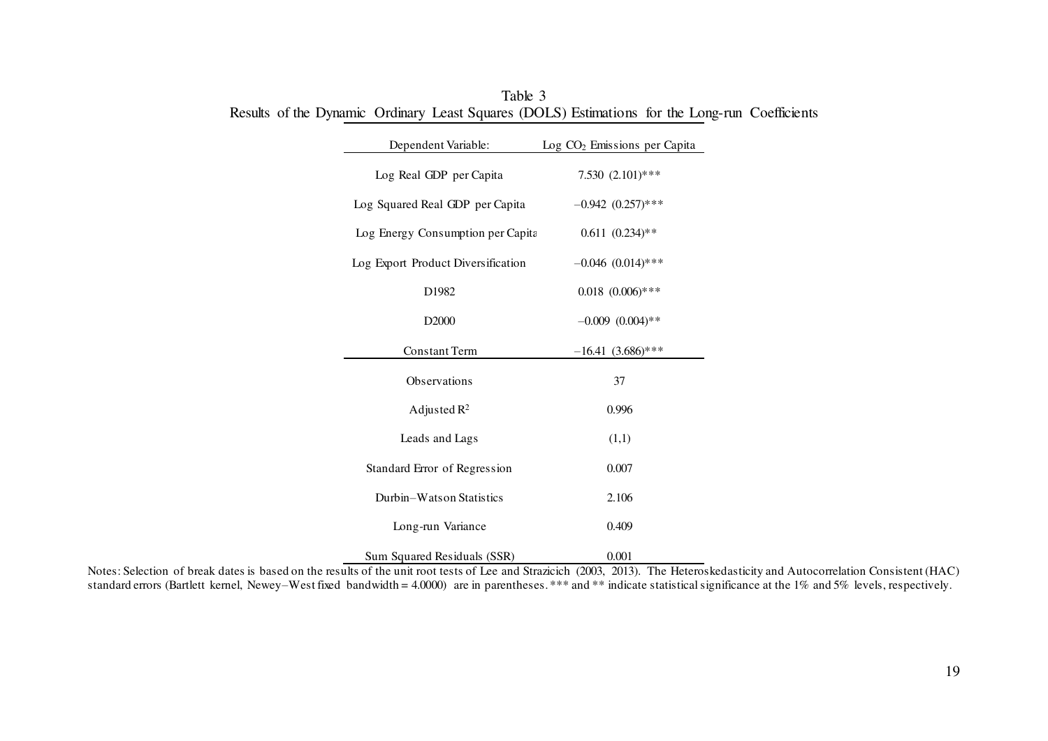Table 3
Results of the Dynamic Ordinary Least Squares (DOLS) Estimations for the Long-run Coefficients

| Dependent Variable: | Log $CO_2$ Emissions per Capita |
|---|---|
| Log Real GDP per Capita | 7.530 (2.101)*** |
| Log Squared Real GDP per Capita | −0.942 (0.257)*** |
| Log Energy Consumption per Capita | 0.611 (0.234)** |
| Log Export Product Diversification | −0.046 (0.014)*** |
| D1982 | 0.018 (0.006)*** |
| D2000 | −0.009 (0.004)** |
| Constant Term | −16.41 (3.686)*** |
| Observations | 37 |
| Adjusted $R^2$ | 0.996 |
| Leads and Lags | (1,1) |
| Standard Error of Regression | 0.007 |
| Durbin–Watson Statistics | 2.106 |
| Long-run Variance | 0.409 |
| Sum Squared Residuals (SSR) | 0.001 |

Notes: Selection of break dates is based on the results of the unit root tests of Lee and Strazicich (2003, 2013). The Heteroskedasticity and Autocorrelation Consistent (HAC) standard errors (Bartlett kernel, Newey–West fixed bandwidth = 4.0000) are in parentheses. *** and ** indicate statistical significance at the 1% and 5% levels, respectively.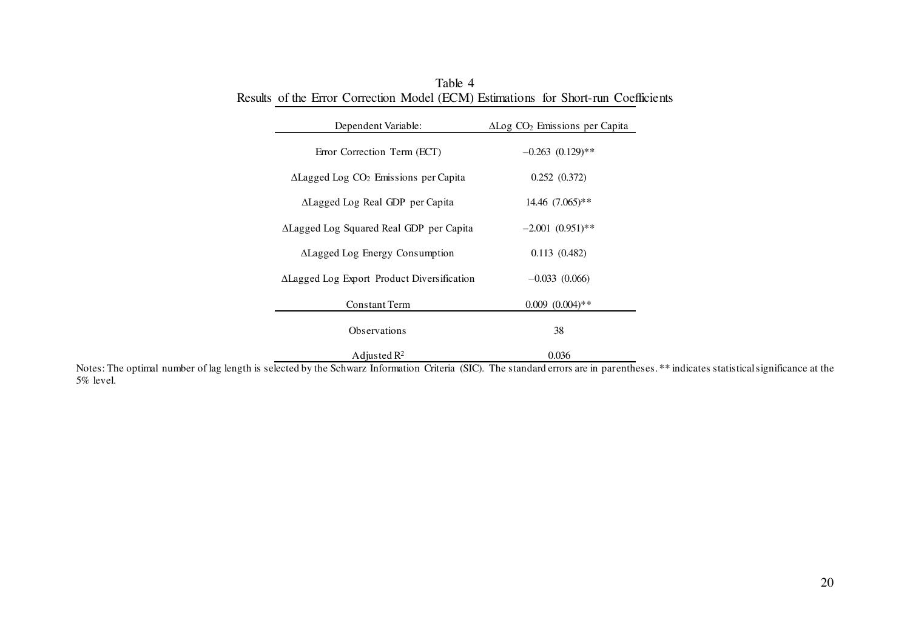Table 4
Results of the Error Correction Model (ECM) Estimations for Short-run Coefficients

| Dependent Variable: | ΔLog $CO_2$ Emissions per Capita |
|---|---|
| Error Correction Term (ECT) | –0.263 (0.129)** |
| ΔLagged Log $CO_2$ Emissions per Capita | 0.252 (0.372) |
| ΔLagged Log Real GDP per Capita | 14.46 (7.065)** |
| ΔLagged Log Squared Real GDP per Capita | –2.001 (0.951)** |
| ΔLagged Log Energy Consumption | 0.113 (0.482) |
| ΔLagged Log Export Product Diversification | –0.033 (0.066) |
| Constant Term | 0.009 (0.004)** |
| Observations | 38 |
| Adjusted $R^2$ | 0.036 |

Notes: The optimal number of lag length is selected by the Schwarz Information Criteria (SIC). The standard errors are in parentheses. ** indicates statistical significance at the 5% level.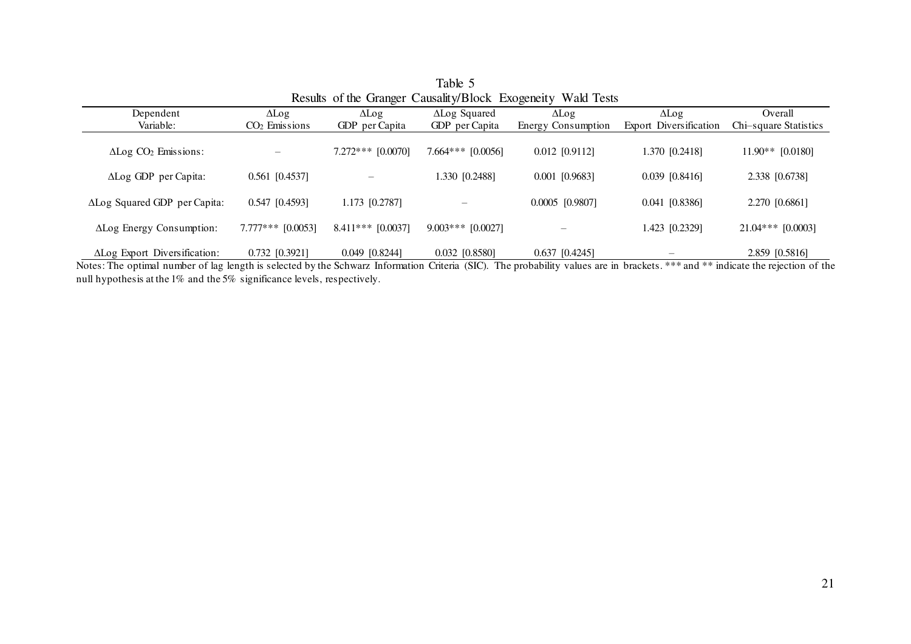Table 5

Results of the Granger Causality/Block Exogeneity Wald Tests

| Dependent Variable: | ΔLog $CO_2$ Emissions | ΔLog GDP per Capita | ΔLog Squared GDP per Capita | ΔLog Energy Consumption | ΔLog Export Diversification | Overall Chi–square Statistics |
|---|---|---|---|---|---|---|
| ΔLog $CO_2$ Emissions: | – | 7.272*** [0.0070] | 7.664*** [0.0056] | 0.012 [0.9112] | 1.370 [0.2418] | 11.90** [0.0180] |
| ΔLog GDP per Capita: | 0.561 [0.4537] | – | 1.330 [0.2488] | 0.001 [0.9683] | 0.039 [0.8416] | 2.338 [0.6738] |
| ΔLog Squared GDP per Capita: | 0.547 [0.4593] | 1.173 [0.2787] | – | 0.0005 [0.9807] | 0.041 [0.8386] | 2.270 [0.6861] |
| ΔLog Energy Consumption: | 7.777*** [0.0053] | 8.411*** [0.0037] | 9.003*** [0.0027] | – | 1.423 [0.2329] | 21.04*** [0.0003] |
| ΔLog Export Diversification: | 0.732 [0.3921] | 0.049 [0.8244] | 0.032 [0.8580] | 0.637 [0.4245] | – | 2.859 [0.5816] |

Notes: The optimal number of lag length is selected by the Schwarz Information Criteria (SIC). The probability values are in brackets. *** and ** indicate the rejection of the null hypothesis at the 1% and the 5% significance levels, respectively.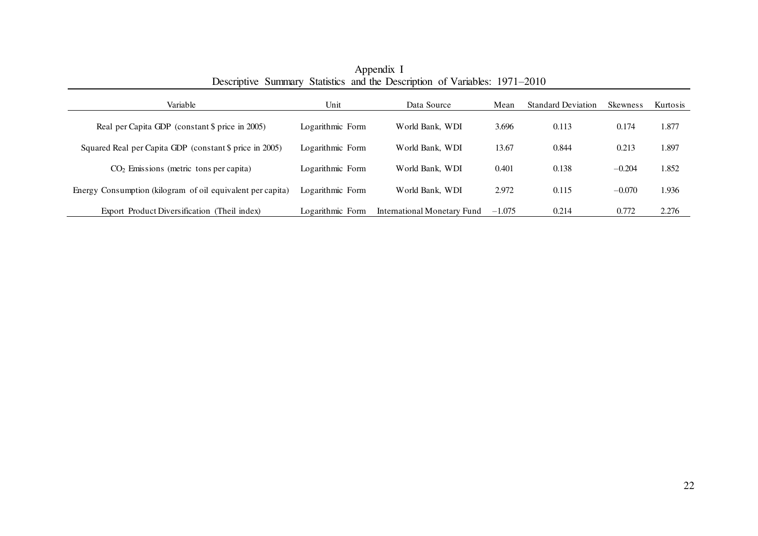Appendix I

Descriptive Summary Statistics and the Description of Variables: 1971–2010

| Variable | Unit | Data Source | Mean | Standard Deviation | Skewness | Kurtosis |
|---|---|---|---|---|---|---|
| Real per Capita GDP (constant $ price in 2005) | Logarithmic Form | World Bank, WDI | 3.696 | 0.113 | 0.174 | 1.877 |
| Squared Real per Capita GDP (constant $ price in 2005) | Logarithmic Form | World Bank, WDI | 13.67 | 0.844 | 0.213 | 1.897 |
| $CO_2$ Emissions (metric tons per capita) | Logarithmic Form | World Bank, WDI | 0.401 | 0.138 | –0.204 | 1.852 |
| Energy Consumption (kilogram of oil equivalent per capita) | Logarithmic Form | World Bank, WDI | 2.972 | 0.115 | –0.070 | 1.936 |
| Export Product Diversification (Theil index) | Logarithmic Form | International Monetary Fund | –1.075 | 0.214 | 0.772 | 2.276 |